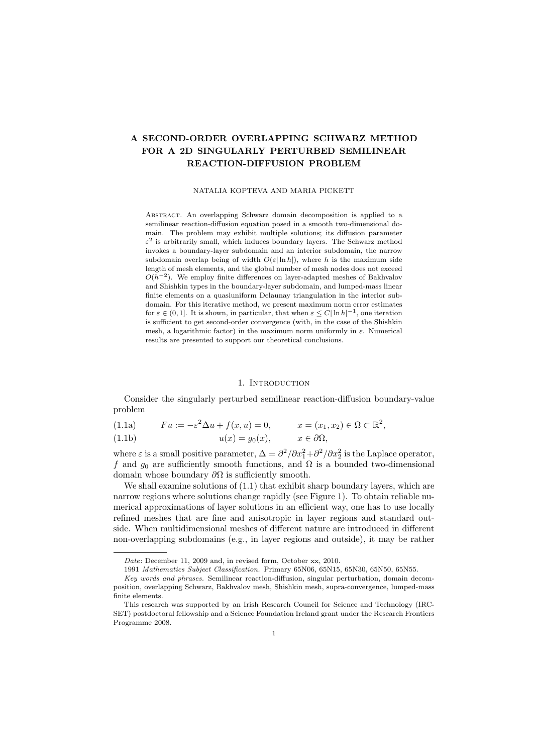# A SECOND-ORDER OVERLAPPING SCHWARZ METHOD FOR A 2D SINGULARLY PERTURBED SEMILINEAR REACTION-DIFFUSION PROBLEM

NATALIA KOPTEVA AND MARIA PICKETT

Abstract. An overlapping Schwarz domain decomposition is applied to a semilinear reaction-diffusion equation posed in a smooth two-dimensional domain. The problem may exhibit multiple solutions; its diffusion parameter $\varepsilon^2$ is arbitrarily small, which induces boundary layers. The Schwarz method invokes a boundary-layer subdomain and an interior subdomain, the narrow subdomain overlap being of width $O(\varepsilon|\ln h|)$, where $h$ is the maximum side length of mesh elements, and the global number of mesh nodes does not exceed $O(h^{-2})$. We employ finite differences on layer-adapted meshes of Bakhvalov and Shishkin types in the boundary-layer subdomain, and lumped-mass linear finite elements on a quasiuniform Delaunay triangulation in the interior subdomain. For this iterative method, we present maximum norm error estimates for $\varepsilon \in (0, 1]$. It is shown, in particular, that when $\varepsilon \leq C|\ln h|^{-1}$, one iteration is sufficient to get second-order convergence (with, in the case of the Shishkin mesh, a logarithmic factor) in the maximum norm uniformly in $\varepsilon$. Numerical results are presented to support our theoretical conclusions.

## 1. Introduction

Consider the singularly perturbed semilinear reaction-diffusion boundary-value problem

$$Fu := -\varepsilon^2 \Delta u + f(x, u) = 0, \qquad x = (x_1, x_2) \in \Omega \subset \mathbb{R}^2, \tag{1.1a}$$

$$u(x) = g_0(x), \qquad x \in \partial\Omega, \tag{1.1b}$$

where $\varepsilon$ is a small positive parameter, $\Delta = \partial^2/\partial x_1^2 + \partial^2/\partial x_2^2$ is the Laplace operator, $f$ and $g_0$ are sufficiently smooth functions, and $\Omega$ is a bounded two-dimensional domain whose boundary $\partial\Omega$ is sufficiently smooth.

We shall examine solutions of (1.1) that exhibit sharp boundary layers, which are narrow regions where solutions change rapidly (see Figure 1). To obtain reliable numerical approximations of layer solutions in an efficient way, one has to use locally refined meshes that are fine and anisotropic in layer regions and standard outside. When multidimensional meshes of different nature are introduced in different non-overlapping subdomains (e.g., in layer regions and outside), it may be rather

---

*Date*: December 11, 2009 and, in revised form, October xx, 2010.

1991 *Mathematics Subject Classification.* Primary 65N06, 65N15, 65N30, 65N50, 65N55.

*Key words and phrases.* Semilinear reaction-diffusion, singular perturbation, domain decomposition, overlapping Schwarz, Bakhvalov mesh, Shishkin mesh, supra-convergence, lumped-mass finite elements.

This research was supported by an Irish Research Council for Science and Technology (IRCSET) postdoctoral fellowship and a Science Foundation Ireland grant under the Research Frontiers Programme 2008.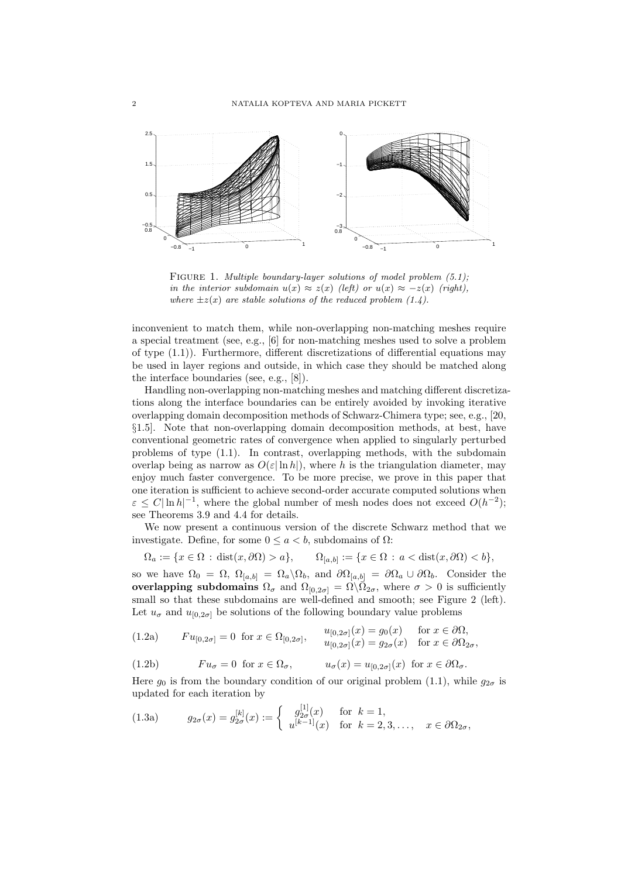Figure 1. *Multiple boundary-layer solutions of model problem (5.1); in the interior subdomain $u(x) \approx z(x)$ (left) or $u(x) \approx -z(x)$ (right), where $\pm z(x)$ are stable solutions of the reduced problem (1.4).*

inconvenient to match them, while non-overlapping non-matching meshes require a special treatment (see, e.g., [6] for non-matching meshes used to solve a problem of type (1.1)). Furthermore, different discretizations of differential equations may be used in layer regions and outside, in which case they should be matched along the interface boundaries (see, e.g., [8]).

Handling non-overlapping non-matching meshes and matching different discretizations along the interface boundaries can be entirely avoided by invoking iterative overlapping domain decomposition methods of Schwarz-Chimera type; see, e.g., [20, §1.5]. Note that non-overlapping domain decomposition methods, at best, have conventional geometric rates of convergence when applied to singularly perturbed problems of type (1.1). In contrast, overlapping methods, with the subdomain overlap being as narrow as $O(\varepsilon|\ln h|)$, where $h$ is the triangulation diameter, may enjoy much faster convergence. To be more precise, we prove in this paper that one iteration is sufficient to achieve second-order accurate computed solutions when $\varepsilon \le C|\ln h|^{-1}$, where the global number of mesh nodes does not exceed $O(h^{-2})$; see Theorems 3.9 and 4.4 for details.

We now present a continuous version of the discrete Schwarz method that we investigate. Define, for some $0 \le a < b$, subdomains of $\Omega$:

$$\Omega_a := \{x \in \Omega \,:\, \mathrm{dist}(x, \partial\Omega) > a\}, \qquad \Omega_{[a,b]} := \{x \in \Omega \,:\, a < \mathrm{dist}(x, \partial\Omega) < b\},$$

so we have $\Omega_0 = \Omega$, $\Omega_{[a,b]} = \Omega_a \backslash \Omega_b$, and $\partial\Omega_{[a,b]} = \partial\Omega_a \cup \partial\Omega_b$. Consider the **overlapping subdomains** $\Omega_\sigma$ and $\Omega_{[0,2\sigma]} = \Omega \backslash \bar{\Omega}_{2\sigma}$, where $\sigma > 0$ is sufficiently small so that these subdomains are well-defined and smooth; see Figure 2 (left). Let $u_\sigma$ and $u_{[0,2\sigma]}$ be solutions of the following boundary value problems

$$(1.2a) \qquad Fu_{[0,2\sigma]} = 0 \;\text{ for } x \in \Omega_{[0,2\sigma]}, \qquad \begin{array}{ll} u_{[0,2\sigma]}(x) = g_0(x) & \text{for } x \in \partial\Omega, \\ u_{[0,2\sigma]}(x) = g_{2\sigma}(x) & \text{for } x \in \partial\Omega_{2\sigma}, \end{array}$$

$$(1.2b) \qquad Fu_\sigma = 0 \;\text{ for } x \in \Omega_\sigma, \qquad u_\sigma(x) = u_{[0,2\sigma]}(x) \;\text{ for } x \in \partial\Omega_\sigma.$$

Here $g_0$ is from the boundary condition of our original problem (1.1), while $g_{2\sigma}$ is updated for each iteration by

$$(1.3a) \qquad g_{2\sigma}(x) = g_{2\sigma}^{[k]}(x) := \begin{cases} g_{2\sigma}^{[1]}(x) & \text{for } k = 1, \\ u^{[k-1]}(x) & \text{for } k = 2, 3, \ldots, \quad x \in \partial\Omega_{2\sigma}, \end{cases}$$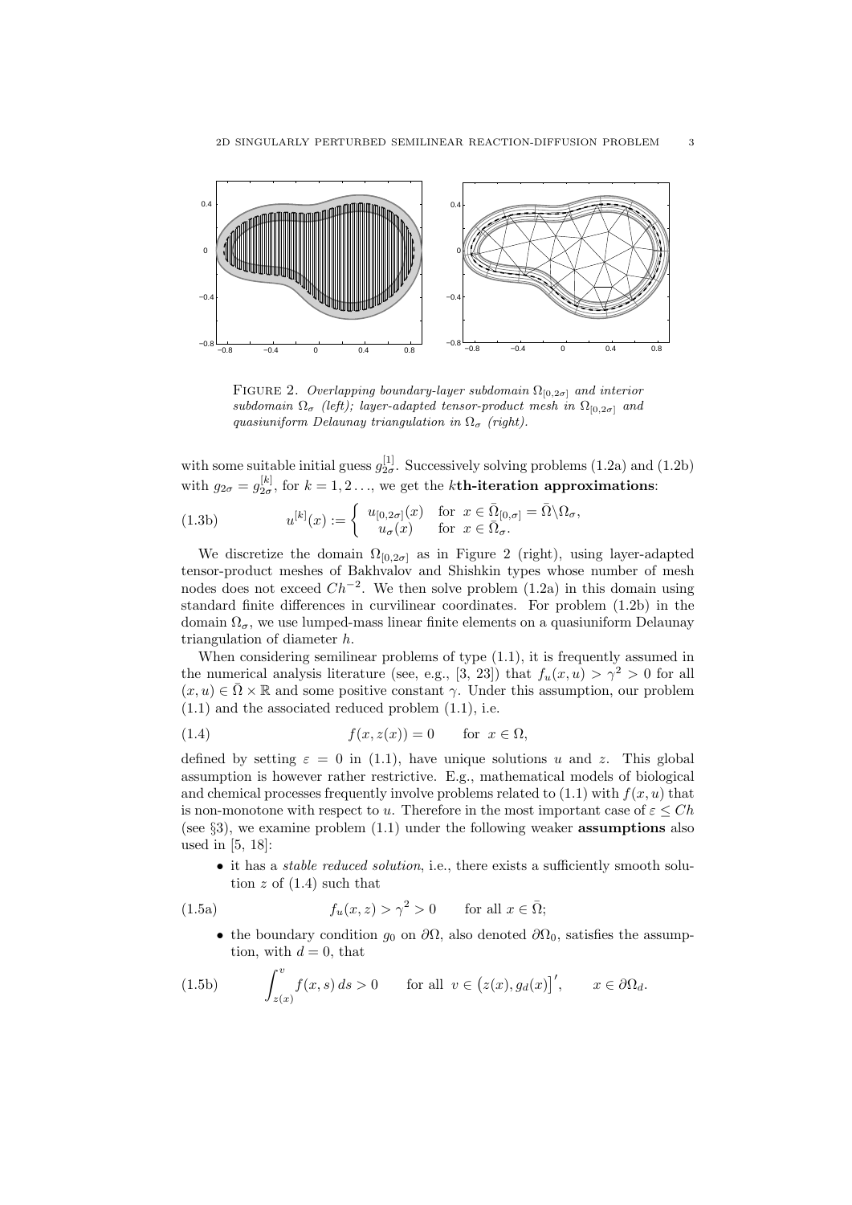FIGURE 2. *Overlapping boundary-layer subdomain $\Omega_{[0,2\sigma]}$ and interior subdomain $\Omega_\sigma$ (left); layer-adapted tensor-product mesh in $\Omega_{[0,2\sigma]}$ and quasiuniform Delaunay triangulation in $\Omega_\sigma$ (right).*

with some suitable initial guess $g_{2\sigma}^{[1]}$. Successively solving problems (1.2a) and (1.2b) with $g_{2\sigma} = g_{2\sigma}^{[k]}$, for $k = 1, 2 \ldots$, we get the **$k$th-iteration approximations**:

$$
u^{[k]}(x) := \begin{cases} u_{[0,2\sigma]}(x) & \text{for } x \in \bar{\Omega}_{[0,\sigma]} = \bar{\Omega}\backslash\Omega_\sigma, \\ u_\sigma(x) & \text{for } x \in \bar{\Omega}_\sigma. \end{cases} \tag{1.3b}
$$

We discretize the domain $\Omega_{[0,2\sigma]}$ as in Figure 2 (right), using layer-adapted tensor-product meshes of Bakhvalov and Shishkin types whose number of mesh nodes does not exceed $Ch^{-2}$. We then solve problem (1.2a) in this domain using standard finite differences in curvilinear coordinates. For problem (1.2b) in the domain $\Omega_\sigma$, we use lumped-mass linear finite elements on a quasiuniform Delaunay triangulation of diameter $h$.

When considering semilinear problems of type (1.1), it is frequently assumed in the numerical analysis literature (see, e.g., [3, 23]) that $f_u(x, u) > \gamma^2 > 0$ for all $(x, u) \in \bar{\Omega} \times \mathbb{R}$ and some positive constant $\gamma$. Under this assumption, our problem (1.1) and the associated reduced problem (1.1), i.e.

$$
f(x, z(x)) = 0 \qquad \text{for } x \in \Omega, \tag{1.4}
$$

defined by setting $\varepsilon = 0$ in (1.1), have unique solutions $u$ and $z$. This global assumption is however rather restrictive. E.g., mathematical models of biological and chemical processes frequently involve problems related to (1.1) with $f(x, u)$ that is non-monotone with respect to $u$. Therefore in the most important case of $\varepsilon \le Ch$ (see §3), we examine problem (1.1) under the following weaker **assumptions** also used in [5, 18]:

- it has a *stable reduced solution*, i.e., there exists a sufficiently smooth solution $z$ of (1.4) such that

$$
f_u(x, z) > \gamma^2 > 0 \qquad \text{for all } x \in \bar{\Omega}; \tag{1.5a}
$$

- the boundary condition $g_0$ on $\partial\Omega$, also denoted $\partial\Omega_0$, satisfies the assumption, with $d = 0$, that

$$
\int_{z(x)}^{v} f(x, s)\, ds > 0 \qquad \text{for all } v \in \big(z(x), g_d(x)\big]', \qquad x \in \partial\Omega_d. \tag{1.5b}
$$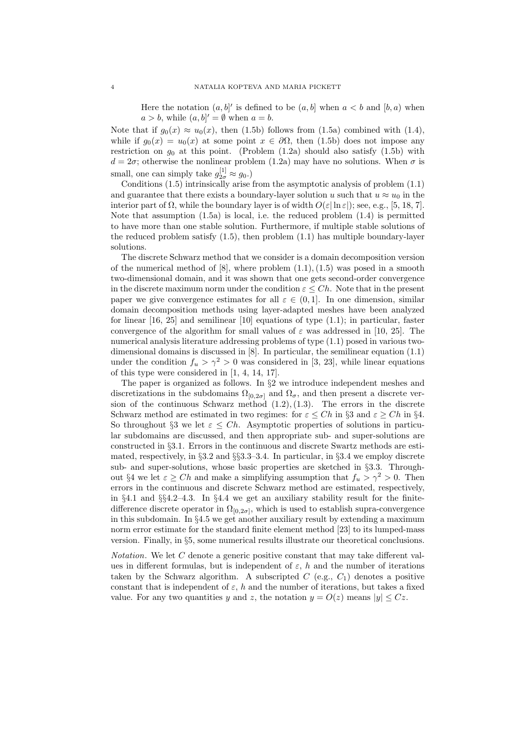Here the notation $(a,b]'$ is defined to be $(a,b]$ when $a<b$ and $[b,a)$ when $a>b$, while $(a,b]'=\emptyset$ when $a=b$.

Note that if $g_0(x)\approx u_0(x)$, then (1.5b) follows from (1.5a) combined with (1.4), while if $g_0(x)=u_0(x)$ at some point $x\in\partial\Omega$, then (1.5b) does not impose any restriction on $g_0$ at this point. (Problem (1.2a) should also satisfy (1.5b) with $d=2\sigma$; otherwise the nonlinear problem (1.2a) may have no solutions. When $\sigma$ is small, one can simply take $g^{[1]}_{2\sigma}\approx g_0$.)

Conditions (1.5) intrinsically arise from the asymptotic analysis of problem (1.1) and guarantee that there exists a boundary-layer solution $u$ such that $u\approx u_0$ in the interior part of $\Omega$, while the boundary layer is of width $O(\varepsilon|\ln\varepsilon|)$; see, e.g., [5, 18, 7]. Note that assumption (1.5a) is local, i.e. the reduced problem (1.4) is permitted to have more than one stable solution. Furthermore, if multiple stable solutions of the reduced problem satisfy (1.5), then problem (1.1) has multiple boundary-layer solutions.

The discrete Schwarz method that we consider is a domain decomposition version of the numerical method of [8], where problem (1.1), (1.5) was posed in a smooth two-dimensional domain, and it was shown that one gets second-order convergence in the discrete maximum norm under the condition $\varepsilon\le Ch$. Note that in the present paper we give convergence estimates for all $\varepsilon\in(0,1]$. In one dimension, similar domain decomposition methods using layer-adapted meshes have been analyzed for linear [16, 25] and semilinear [10] equations of type (1.1); in particular, faster convergence of the algorithm for small values of $\varepsilon$ was addressed in [10, 25]. The numerical analysis literature addressing problems of type (1.1) posed in various two-dimensional domains is discussed in [8]. In particular, the semilinear equation (1.1) under the condition $f_u>\gamma^2>0$ was considered in [3, 23], while linear equations of this type were considered in [1, 4, 14, 17].

The paper is organized as follows. In §2 we introduce independent meshes and discretizations in the subdomains $\Omega_{[0,2\sigma]}$ and $\Omega_\sigma$, and then present a discrete version of the continuous Schwarz method (1.2), (1.3). The errors in the discrete Schwarz method are estimated in two regimes: for $\varepsilon\le Ch$ in §3 and $\varepsilon\ge Ch$ in §4. So throughout §3 we let $\varepsilon\le Ch$. Asymptotic properties of solutions in particular subdomains are discussed, and then appropriate sub- and super-solutions are constructed in §3.1. Errors in the continuous and discrete Swartz methods are estimated, respectively, in §3.2 and §§3.3–3.4. In particular, in §3.4 we employ discrete sub- and super-solutions, whose basic properties are sketched in §3.3. Throughout §4 we let $\varepsilon\ge Ch$ and make a simplifying assumption that $f_u>\gamma^2>0$. Then errors in the continuous and discrete Schwarz method are estimated, respectively, in §4.1 and §§4.2–4.3. In §4.4 we get an auxiliary stability result for the finite-difference discrete operator in $\Omega_{[0,2\sigma]}$, which is used to establish supra-convergence in this subdomain. In §4.5 we get another auxiliary result by extending a maximum norm error estimate for the standard finite element method [23] to its lumped-mass version. Finally, in §5, some numerical results illustrate our theoretical conclusions.

*Notation.* We let $C$ denote a generic positive constant that may take different values in different formulas, but is independent of $\varepsilon$, $h$ and the number of iterations taken by the Schwarz algorithm. A subscripted $C$ (e.g., $C_1$) denotes a positive constant that is independent of $\varepsilon$, $h$ and the number of iterations, but takes a fixed value. For any two quantities $y$ and $z$, the notation $y=O(z)$ means $|y|\le Cz$.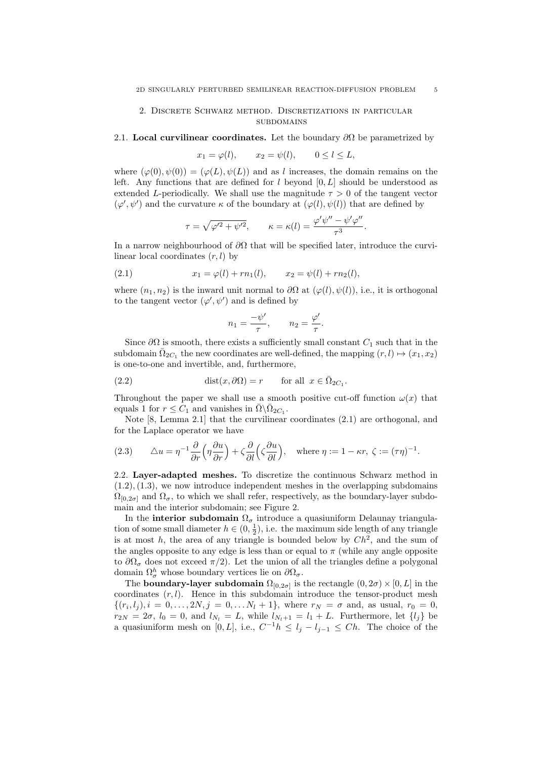## 2. Discrete Schwarz method. Discretizations in particular subdomains

**2.1. Local curvilinear coordinates.** Let the boundary $\partial\Omega$ be parametrized by

$$x_1 = \varphi(l), \qquad x_2 = \psi(l), \qquad 0 \le l \le L,$$

where $(\varphi(0), \psi(0)) = (\varphi(L), \psi(L))$ and as $l$ increases, the domain remains on the left. Any functions that are defined for $l$ beyond $[0, L]$ should be understood as extended $L$-periodically. We shall use the magnitude $\tau > 0$ of the tangent vector $(\varphi', \psi')$ and the curvature $\kappa$ of the boundary at $(\varphi(l), \psi(l))$ that are defined by

$$\tau = \sqrt{\varphi'^2 + \psi'^2}, \qquad \kappa = \kappa(l) = \frac{\varphi'\psi'' - \psi'\varphi''}{\tau^3}.$$

In a narrow neighbourhood of $\partial\Omega$ that will be specified later, introduce the curvilinear local coordinates $(r, l)$ by

$$x_1 = \varphi(l) + r n_1(l), \qquad x_2 = \psi(l) + r n_2(l), \tag{2.1}$$

where $(n_1, n_2)$ is the inward unit normal to $\partial\Omega$ at $(\varphi(l), \psi(l))$, i.e., it is orthogonal to the tangent vector $(\varphi', \psi')$ and is defined by

$$n_1 = \frac{-\psi'}{\tau}, \qquad n_2 = \frac{\varphi'}{\tau}.$$

Since $\partial\Omega$ is smooth, there exists a sufficiently small constant $C_1$ such that in the subdomain $\bar\Omega_{2C_1}$ the new coordinates are well-defined, the mapping $(r, l) \mapsto (x_1, x_2)$ is one-to-one and invertible, and, furthermore,

$$\operatorname{dist}(x, \partial\Omega) = r \qquad \text{for all } x \in \bar\Omega_{2C_1}. \tag{2.2}$$

Throughout the paper we shall use a smooth positive cut-off function $\omega(x)$ that equals 1 for $r \le C_1$ and vanishes in $\bar\Omega \backslash \bar\Omega_{2C_1}$.

Note [8, Lemma 2.1] that the curvilinear coordinates (2.1) are orthogonal, and for the Laplace operator we have

$$\triangle u = \eta^{-1} \frac{\partial}{\partial r}\Big(\eta \frac{\partial u}{\partial r}\Big) + \zeta \frac{\partial}{\partial l}\Big(\zeta \frac{\partial u}{\partial l}\Big), \quad \text{where } \eta := 1 - \kappa r,\ \zeta := (\tau\eta)^{-1}. \tag{2.3}$$

**2.2. Layer-adapted meshes.** To discretize the continuous Schwarz method in (1.2), (1.3), we now introduce independent meshes in the overlapping subdomains $\Omega_{[0,2\sigma]}$ and $\Omega_\sigma$, to which we shall refer, respectively, as the boundary-layer subdomain and the interior subdomain; see Figure 2.

In the **interior subdomain** $\Omega_\sigma$ introduce a quasiuniform Delaunay triangulation of some small diameter $h \in (0, \frac{1}{2})$, i.e. the maximum side length of any triangle is at most $h$, the area of any triangle is bounded below by $Ch^2$, and the sum of the angles opposite to any edge is less than or equal to $\pi$ (while any angle opposite to $\partial\Omega_\sigma$ does not exceed $\pi/2$). Let the union of all the triangles define a polygonal domain $\Omega_\sigma^h$ whose boundary vertices lie on $\partial\Omega_\sigma$.

The **boundary-layer subdomain** $\Omega_{[0,2\sigma]}$ is the rectangle $(0, 2\sigma) \times [0, L]$ in the coordinates $(r, l)$. Hence in this subdomain introduce the tensor-product mesh $\{(r_i, l_j), i = 0, \dots, 2N, j = 0, \dots N_l + 1\}$, where $r_N = \sigma$ and, as usual, $r_0 = 0$, $r_{2N} = 2\sigma$, $l_0 = 0$, and $l_{N_l} = L$, while $l_{N_l+1} = l_1 + L$. Furthermore, let $\{l_j\}$ be a quasiuniform mesh on $[0, L]$, i.e., $C^{-1}h \le l_j - l_{j-1} \le Ch$. The choice of the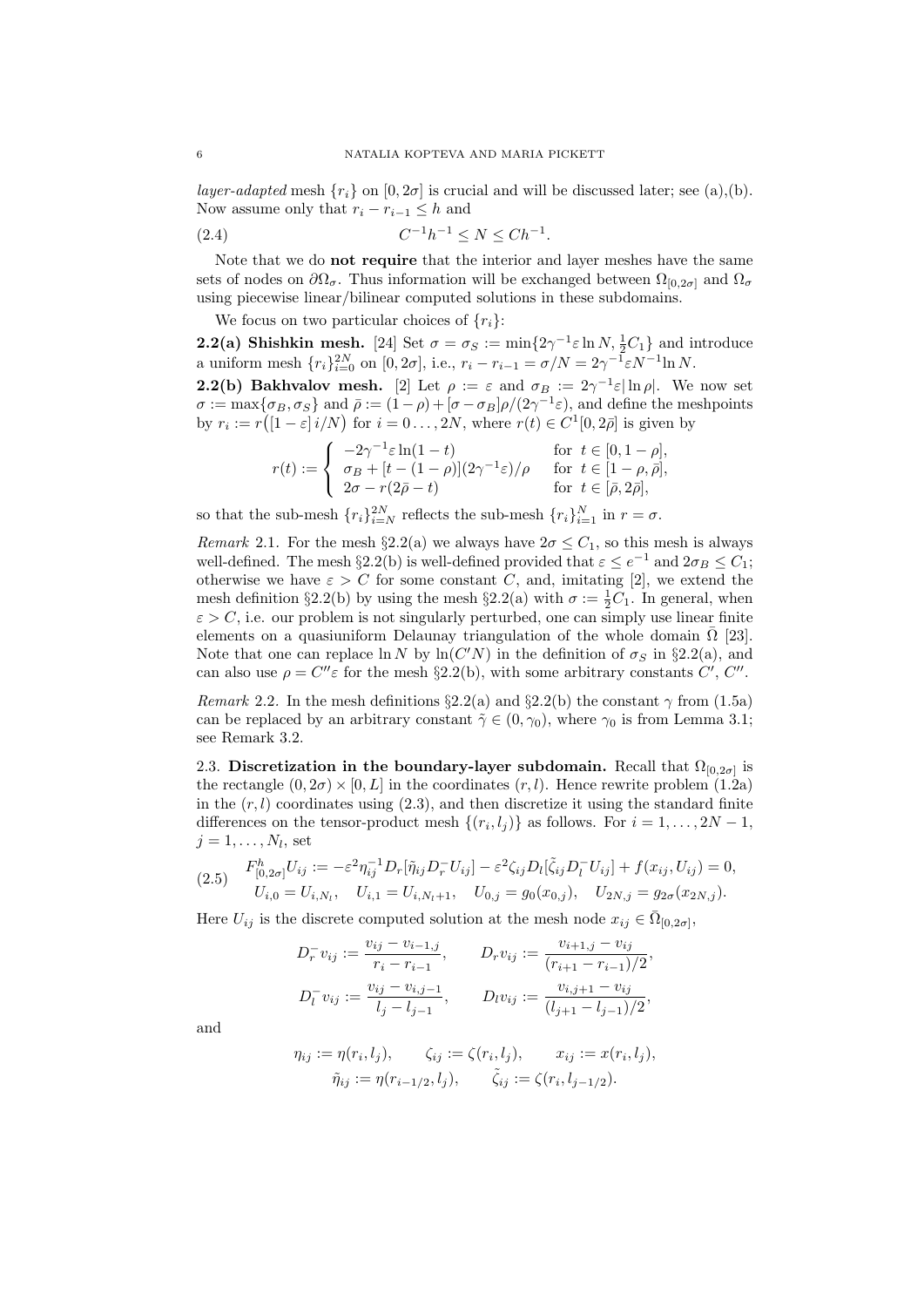*layer-adapted* mesh $\{r_i\}$ on $[0, 2\sigma]$ is crucial and will be discussed later; see (a),(b). Now assume only that $r_i - r_{i-1} \le h$ and

$$C^{-1}h^{-1} \le N \le Ch^{-1}. \tag{2.4}$$

Note that we do **not require** that the interior and layer meshes have the same sets of nodes on $\partial\Omega_\sigma$. Thus information will be exchanged between $\Omega_{[0,2\sigma]}$ and $\Omega_\sigma$ using piecewise linear/bilinear computed solutions in these subdomains.

We focus on two particular choices of $\{r_i\}$:

**2.2(a) Shishkin mesh.** [24] Set $\sigma = \sigma_S := \min\{2\gamma^{-1}\varepsilon \ln N, \frac{1}{2}C_1\}$ and introduce a uniform mesh $\{r_i\}_{i=0}^{2N}$ on $[0, 2\sigma]$, i.e., $r_i - r_{i-1} = \sigma/N = 2\gamma^{-1}\varepsilon N^{-1}\ln N$.

**2.2(b) Bakhvalov mesh.** [2] Let $\rho := \varepsilon$ and $\sigma_B := 2\gamma^{-1}\varepsilon|\ln\rho|$. We now set $\sigma := \max\{\sigma_B, \sigma_S\}$ and $\bar\rho := (1-\rho) + [\sigma - \sigma_B]\rho/(2\gamma^{-1}\varepsilon)$, and define the meshpoints by $r_i := r\big([1-\varepsilon]\, i/N\big)$ for $i = 0 \ldots, 2N$, where $r(t) \in C^1[0, 2\bar\rho]$ is given by

$$r(t) := \begin{cases} -2\gamma^{-1}\varepsilon \ln(1-t) & \text{for } t \in [0, 1-\rho], \\ \sigma_B + [t - (1-\rho)](2\gamma^{-1}\varepsilon)/\rho & \text{for } t \in [1-\rho, \bar\rho], \\ 2\sigma - r(2\bar\rho - t) & \text{for } t \in [\bar\rho, 2\bar\rho], \end{cases}$$

so that the sub-mesh $\{r_i\}_{i=N}^{2N}$ reflects the sub-mesh $\{r_i\}_{i=1}^{N}$ in $r = \sigma$.

*Remark* 2.1. For the mesh §2.2(a) we always have $2\sigma \le C_1$, so this mesh is always well-defined. The mesh §2.2(b) is well-defined provided that $\varepsilon \le e^{-1}$ and $2\sigma_B \le C_1$; otherwise we have $\varepsilon > C$ for some constant $C$, and, imitating [2], we extend the mesh definition §2.2(b) by using the mesh §2.2(a) with $\sigma := \frac{1}{2}C_1$. In general, when $\varepsilon > C$, i.e. our problem is not singularly perturbed, one can simply use linear finite elements on a quasiuniform Delaunay triangulation of the whole domain $\bar\Omega$ [23]. Note that one can replace $\ln N$ by $\ln(C'N)$ in the definition of $\sigma_S$ in §2.2(a), and can also use $\rho = C''\varepsilon$ for the mesh §2.2(b), with some arbitrary constants $C'$, $C''$.

*Remark* 2.2. In the mesh definitions §2.2(a) and §2.2(b) the constant $\gamma$ from (1.5a) can be replaced by an arbitrary constant $\tilde\gamma \in (0, \gamma_0)$, where $\gamma_0$ is from Lemma 3.1; see Remark 3.2.

2.3. **Discretization in the boundary-layer subdomain.** Recall that $\Omega_{[0,2\sigma]}$ is the rectangle $(0, 2\sigma) \times [0, L]$ in the coordinates $(r, l)$. Hence rewrite problem (1.2a) in the $(r, l)$ coordinates using (2.3), and then discretize it using the standard finite differences on the tensor-product mesh $\{(r_i, l_j)\}$ as follows. For $i = 1, \ldots, 2N-1$, $j = 1, \ldots, N_l$, set

$$\begin{aligned} F^h_{[0,2\sigma]}U_{ij} &:= -\varepsilon^2\eta_{ij}^{-1}D_r[\tilde\eta_{ij}D_r^- U_{ij}] - \varepsilon^2\zeta_{ij}D_l[\tilde\zeta_{ij}D_l^- U_{ij}] + f(x_{ij}, U_{ij}) = 0, \\ U_{i,0} &= U_{i,N_l}, \quad U_{i,1} = U_{i,N_l+1}, \quad U_{0,j} = g_0(x_{0,j}), \quad U_{2N,j} = g_{2\sigma}(x_{2N,j}). \end{aligned} \tag{2.5}$$

Here $U_{ij}$ is the discrete computed solution at the mesh node $x_{ij} \in \bar\Omega_{[0,2\sigma]}$,

$$D_r^- v_{ij} := \frac{v_{ij} - v_{i-1,j}}{r_i - r_{i-1}}, \qquad D_r v_{ij} := \frac{v_{i+1,j} - v_{ij}}{(r_{i+1} - r_{i-1})/2},$$

$$D_l^- v_{ij} := \frac{v_{ij} - v_{i,j-1}}{l_j - l_{j-1}}, \qquad D_l v_{ij} := \frac{v_{i,j+1} - v_{ij}}{(l_{j+1} - l_{j-1})/2},$$

and

$$\eta_{ij} := \eta(r_i, l_j), \qquad \zeta_{ij} := \zeta(r_i, l_j), \qquad x_{ij} := x(r_i, l_j),$$
$$\tilde\eta_{ij} := \eta(r_{i-1/2}, l_j), \qquad \tilde\zeta_{ij} := \zeta(r_i, l_{j-1/2}).$$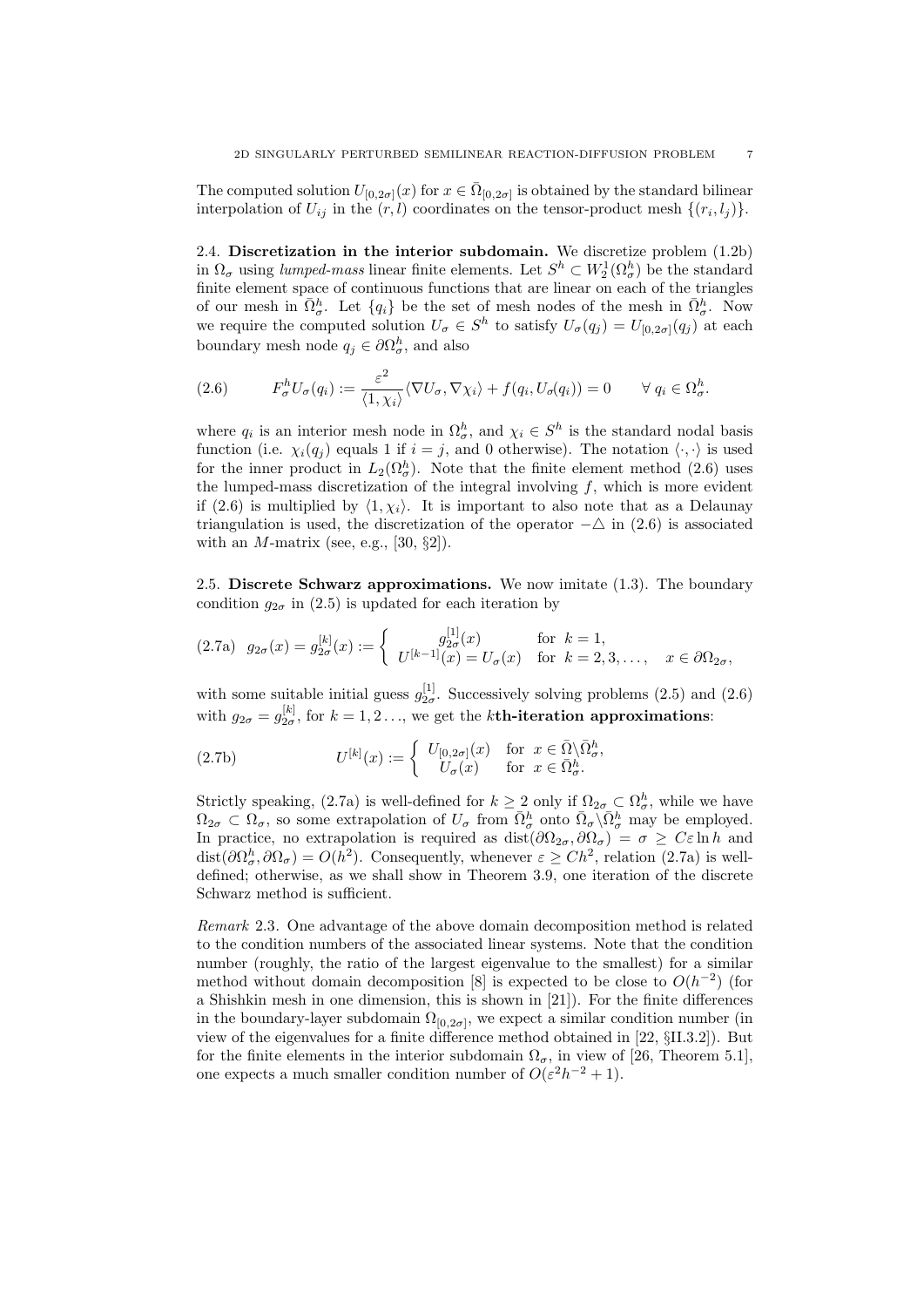The computed solution $U_{[0,2\sigma]}(x)$ for $x \in \bar\Omega_{[0,2\sigma]}$ is obtained by the standard bilinear interpolation of $U_{ij}$ in the $(r,l)$ coordinates on the tensor-product mesh $\{(r_i, l_j)\}$.

**2.4. Discretization in the interior subdomain.** We discretize problem (1.2b) in $\Omega_\sigma$ using *lumped-mass* linear finite elements. Let $S^h \subset W_2^1(\Omega_\sigma^h)$ be the standard finite element space of continuous functions that are linear on each of the triangles of our mesh in $\bar\Omega_\sigma^h$. Let $\{q_i\}$ be the set of mesh nodes of the mesh in $\bar\Omega_\sigma^h$. Now we require the computed solution $U_\sigma \in S^h$ to satisfy $U_\sigma(q_j) = U_{[0,2\sigma]}(q_j)$ at each boundary mesh node $q_j \in \partial\Omega_\sigma^h$, and also

$$
F_\sigma^h U_\sigma(q_i) := \frac{\varepsilon^2}{\langle 1, \chi_i\rangle}\langle \nabla U_\sigma, \nabla \chi_i\rangle + f(q_i, U_\sigma(q_i)) = 0 \qquad \forall\, q_i \in \Omega_\sigma^h. \tag{2.6}
$$

where $q_i$ is an interior mesh node in $\Omega_\sigma^h$, and $\chi_i \in S^h$ is the standard nodal basis function (i.e. $\chi_i(q_j)$ equals 1 if $i = j$, and 0 otherwise). The notation $\langle\cdot,\cdot\rangle$ is used for the inner product in $L_2(\Omega_\sigma^h)$. Note that the finite element method (2.6) uses the lumped-mass discretization of the integral involving $f$, which is more evident if (2.6) is multiplied by $\langle 1, \chi_i\rangle$. It is important to also note that as a Delaunay triangulation is used, the discretization of the operator $-\triangle$ in (2.6) is associated with an $M$-matrix (see, e.g., [30, §2]).

**2.5. Discrete Schwarz approximations.** We now imitate (1.3). The boundary condition $g_{2\sigma}$ in (2.5) is updated for each iteration by

$$
g_{2\sigma}(x) = g_{2\sigma}^{[k]}(x) := \begin{cases} g_{2\sigma}^{[1]}(x) & \text{for } k = 1, \\ U^{[k-1]}(x) = U_\sigma(x) & \text{for } k = 2, 3, \ldots, \end{cases} \quad x \in \partial\Omega_{2\sigma}, \tag{2.7a}
$$

with some suitable initial guess $g_{2\sigma}^{[1]}$. Successively solving problems (2.5) and (2.6) with $g_{2\sigma} = g_{2\sigma}^{[k]}$, for $k = 1, 2\ldots$, we get the **$k$th-iteration approximations**:

$$
U^{[k]}(x) := \begin{cases} U_{[0,2\sigma]}(x) & \text{for } x \in \bar\Omega \backslash \bar\Omega_\sigma^h, \\ U_\sigma(x) & \text{for } x \in \bar\Omega_\sigma^h. \end{cases} \tag{2.7b}
$$

Strictly speaking, (2.7a) is well-defined for $k \geq 2$ only if $\Omega_{2\sigma} \subset \Omega_\sigma^h$, while we have $\Omega_{2\sigma} \subset \Omega_\sigma$, so some extrapolation of $U_\sigma$ from $\bar\Omega_\sigma^h$ onto $\bar\Omega_\sigma \backslash \bar\Omega_\sigma^h$ may be employed. In practice, no extrapolation is required as $\text{dist}(\partial\Omega_{2\sigma}, \partial\Omega_\sigma) = \sigma \geq C\varepsilon \ln h$ and $\text{dist}(\partial\Omega_\sigma^h, \partial\Omega_\sigma) = O(h^2)$. Consequently, whenever $\varepsilon \geq Ch^2$, relation (2.7a) is well-defined; otherwise, as we shall show in Theorem 3.9, one iteration of the discrete Schwarz method is sufficient.

*Remark* 2.3. One advantage of the above domain decomposition method is related to the condition numbers of the associated linear systems. Note that the condition number (roughly, the ratio of the largest eigenvalue to the smallest) for a similar method without domain decomposition [8] is expected to be close to $O(h^{-2})$ (for a Shishkin mesh in one dimension, this is shown in [21]). For the finite differences in the boundary-layer subdomain $\Omega_{[0,2\sigma]}$, we expect a similar condition number (in view of the eigenvalues for a finite difference method obtained in [22, §II.3.2]). But for the finite elements in the interior subdomain $\Omega_\sigma$, in view of [26, Theorem 5.1], one expects a much smaller condition number of $O(\varepsilon^2 h^{-2} + 1)$.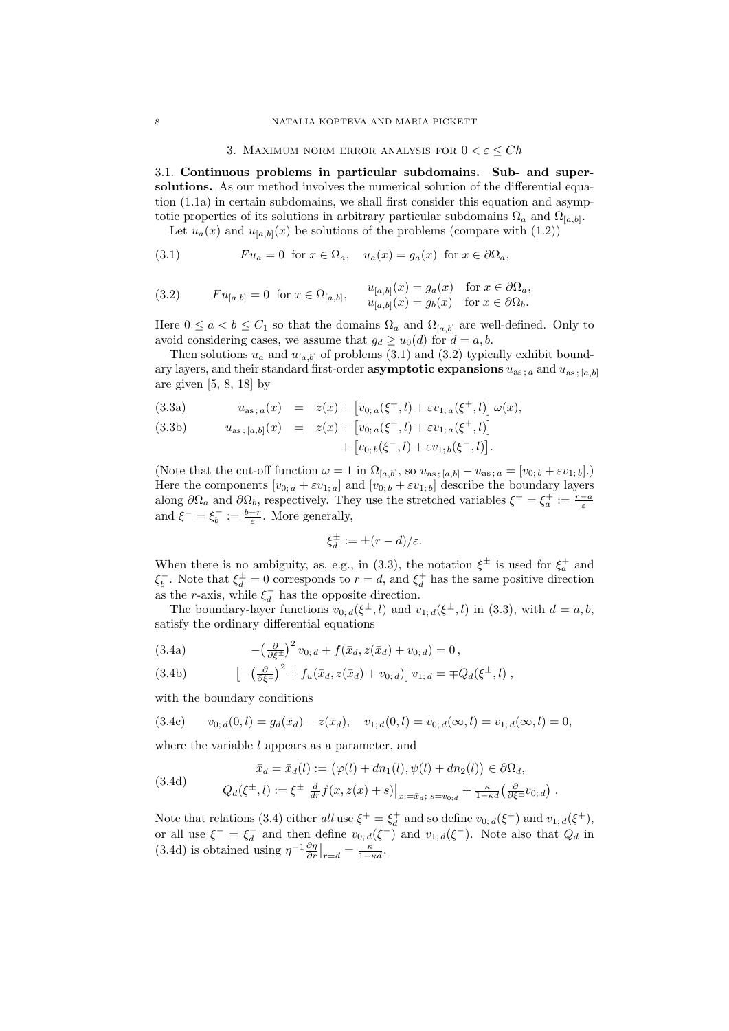## 3. Maximum norm error analysis for $0 < \varepsilon \le Ch$

### 3.1. Continuous problems in particular subdomains. Sub- and super-solutions.

As our method involves the numerical solution of the differential equation (1.1a) in certain subdomains, we shall first consider this equation and asymptotic properties of its solutions in arbitrary particular subdomains $\Omega_a$ and $\Omega_{[a,b]}$.

Let $u_a(x)$ and $u_{[a,b]}(x)$ be solutions of the problems (compare with (1.2))

$$Fu_a = 0 \ \text{ for } x \in \Omega_a, \quad u_a(x) = g_a(x) \ \text{ for } x \in \partial\Omega_a, \tag{3.1}$$

$$Fu_{[a,b]} = 0 \ \text{ for } x \in \Omega_{[a,b]}, \qquad \begin{array}{ll} u_{[a,b]}(x) = g_a(x) & \text{for } x \in \partial\Omega_a, \\ u_{[a,b]}(x) = g_b(x) & \text{for } x \in \partial\Omega_b. \end{array} \tag{3.2}$$

Here $0 \le a < b \le C_1$ so that the domains $\Omega_a$ and $\Omega_{[a,b]}$ are well-defined. Only to avoid considering cases, we assume that $g_d \ge u_0(d)$ for $d = a, b$.

Then solutions $u_a$ and $u_{[a,b]}$ of problems (3.1) and (3.2) typically exhibit boundary layers, and their standard first-order **asymptotic expansions** $u_{\mathrm{as}\,;\,a}$ and $u_{\mathrm{as}\,;\,[a,b]}$ are given [5, 8, 18] by

$$u_{\mathrm{as}\,;\,a}(x) = z(x) + \left[v_{0;\,a}(\xi^+, l) + \varepsilon v_{1;\,a}(\xi^+, l)\right]\omega(x), \tag{3.3a}$$

$$\begin{aligned} u_{\mathrm{as}\,;\,[a,b]}(x) &= z(x) + \left[v_{0;\,a}(\xi^+, l) + \varepsilon v_{1;\,a}(\xi^+, l)\right] \\ &\quad + \left[v_{0;\,b}(\xi^-, l) + \varepsilon v_{1;\,b}(\xi^-, l)\right]. \end{aligned} \tag{3.3b}$$

(Note that the cut-off function $\omega = 1$ in $\Omega_{[a,b]}$, so $u_{\mathrm{as}\,;\,[a,b]} - u_{\mathrm{as}\,;\,a} = [v_{0;\,b} + \varepsilon v_{1;\,b}]$.) Here the components $[v_{0;\,a} + \varepsilon v_{1;\,a}]$ and $[v_{0;\,b} + \varepsilon v_{1;\,b}]$ describe the boundary layers along $\partial\Omega_a$ and $\partial\Omega_b$, respectively. They use the stretched variables $\xi^+ = \xi_a^+ := \frac{r-a}{\varepsilon}$ and $\xi^- = \xi_b^- := \frac{b-r}{\varepsilon}$. More generally,

$$\xi_d^\pm := \pm(r - d)/\varepsilon.$$

When there is no ambiguity, as, e.g., in (3.3), the notation $\xi^\pm$ is used for $\xi_a^+$ and $\xi_b^-$. Note that $\xi_d^\pm = 0$ corresponds to $r = d$, and $\xi_d^+$ has the same positive direction as the $r$-axis, while $\xi_d^-$ has the opposite direction.

The boundary-layer functions $v_{0;\,d}(\xi^\pm, l)$ and $v_{1;\,d}(\xi^\pm, l)$ in (3.3), with $d = a, b$, satisfy the ordinary differential equations

$$-\left(\tfrac{\partial}{\partial \xi^\pm}\right)^2 v_{0;\,d} + f(\bar{x}_d, z(\bar{x}_d) + v_{0;\,d}) = 0\,, \tag{3.4a}$$

$$\left[-\left(\tfrac{\partial}{\partial \xi^\pm}\right)^2 + f_u(\bar{x}_d, z(\bar{x}_d) + v_{0;\,d})\right] v_{1;\,d} = \mp Q_d(\xi^\pm, l)\,, \tag{3.4b}$$

with the boundary conditions

$$v_{0;\,d}(0, l) = g_d(\bar{x}_d) - z(\bar{x}_d), \quad v_{1;\,d}(0, l) = v_{0;\,d}(\infty, l) = v_{1;\,d}(\infty, l) = 0, \tag{3.4c}$$

where the variable $l$ appears as a parameter, and

$$\begin{aligned} \bar{x}_d = \bar{x}_d(l) &:= \big(\varphi(l) + dn_1(l), \psi(l) + dn_2(l)\big) \in \partial\Omega_d, \\ Q_d(\xi^\pm, l) &:= \xi^\pm \, \tfrac{d}{dr} f(x, z(x) + s)\big|_{x := \bar{x}_d;\, s = v_{0;d}} + \tfrac{\kappa}{1 - \kappa d}\big(\tfrac{\partial}{\partial \xi^\pm} v_{0;\,d}\big)\,. \end{aligned} \tag{3.4d}$$

Note that relations (3.4) either *all* use $\xi^+ = \xi_d^+$ and so define $v_{0;\,d}(\xi^+)$ and $v_{1;\,d}(\xi^+)$, or all use $\xi^- = \xi_d^-$ and then define $v_{0;\,d}(\xi^-)$ and $v_{1;\,d}(\xi^-)$. Note also that $Q_d$ in (3.4d) is obtained using $\eta^{-1}\frac{\partial \eta}{\partial r}\big|_{r=d} = \frac{\kappa}{1 - \kappa d}$.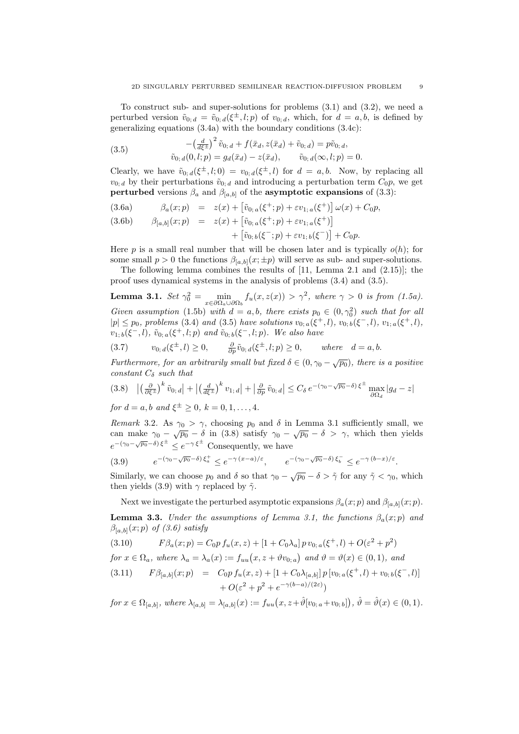To construct sub- and super-solutions for problems (3.1) and (3.2), we need a perturbed version $\tilde v_{0;\,d} = \tilde v_{0;\,d}(\xi^\pm, l; p)$ of $v_{0;\,d}$, which, for $d = a, b$, is defined by generalizing equations (3.4a) with the boundary conditions (3.4c):

$$
\begin{aligned}
&-\big(\tfrac{d}{d\xi^\pm}\big)^2 \tilde v_{0;\,d} + f(\bar x_d, z(\bar x_d) + \tilde v_{0;\,d}) = p\tilde v_{0;\,d},\\
&\tilde v_{0;\,d}(0,l;p) = g_d(\bar x_d) - z(\bar x_d), \qquad \tilde v_{0;\,d}(\infty,l;p) = 0.
\end{aligned}
\tag{3.5}
$$

Clearly, we have $\tilde v_{0;\,d}(\xi^\pm, l; 0) = v_{0;\,d}(\xi^\pm, l)$ for $d = a, b$. Now, by replacing all $v_{0;\,d}$ by their perturbations $\tilde v_{0;\,d}$ and introducing a perturbation term $C_0 p$, we get **perturbed** versions $\beta_a$ and $\beta_{[a,b]}$ of the **asymptotic expansions** of (3.3):

$$
\beta_a(x;p) \;=\; z(x) + \big[\tilde v_{0;\,a}(\xi^+;p) + \varepsilon v_{1;\,a}(\xi^+)\big]\,\omega(x) + C_0 p, \tag{3.6a}
$$

$$
\begin{aligned}
\beta_{[a,b]}(x;p) \;=\;& z(x) + \big[\tilde v_{0;\,a}(\xi^+;p) + \varepsilon v_{1;\,a}(\xi^+)\big]\\
&+ \big[\tilde v_{0;\,b}(\xi^-;p) + \varepsilon v_{1;\,b}(\xi^-)\big] + C_0 p.
\end{aligned}
\tag{3.6b}
$$

Here $p$ is a small real number that will be chosen later and is typically $o(h)$; for some small $p > 0$ the functions $\beta_{[a,b]}(x; \pm p)$ will serve as sub- and super-solutions.

The following lemma combines the results of [11, Lemma 2.1 and (2.15)]; the proof uses dynamical systems in the analysis of problems (3.4) and (3.5).

**Lemma 3.1.** *Set* $\gamma_0^2 = \min\limits_{x\in\partial\Omega_a\cup\partial\Omega_b} f_u(x, z(x)) > \gamma^2$, *where* $\gamma > 0$ *is from (1.5a). Given assumption* (1.5b) *with* $d = a, b$, *there exists* $p_0 \in (0, \gamma_0^2)$ *such that for all* $|p| \le p_0$, *problems* (3.4) *and* (3.5) *have solutions* $v_{0;\,a}(\xi^+, l)$, $v_{0;\,b}(\xi^-, l)$, $v_{1;\,a}(\xi^+, l)$, $v_{1;\,b}(\xi^-, l)$, $\tilde v_{0;\,a}(\xi^+, l; p)$ *and* $\tilde v_{0;\,b}(\xi^-, l; p)$. *We also have*

$$
v_{0;\,d}(\xi^\pm, l) \ge 0, \qquad \tfrac{\partial}{\partial p}\tilde v_{0;\,d}(\xi^\pm, l; p) \ge 0, \qquad \textit{where} \quad d = a, b. \tag{3.7}
$$

*Furthermore, for an arbitrarily small but fixed* $\delta \in (0, \gamma_0 - \sqrt{p_0})$, *there is a positive constant* $C_\delta$ *such that*

$$
\big|\big(\tfrac{\partial}{\partial \xi^\pm}\big)^k \tilde v_{0;\,d}\big| + \big|\big(\tfrac{d}{d\xi^\pm}\big)^k v_{1;\,d}\big| + \big|\tfrac{\partial}{\partial p}\tilde v_{0;\,d}\big| \le C_\delta\, e^{-(\gamma_0 - \sqrt{p_0} - \delta)\,\xi^\pm} \max_{\partial\Omega_d} |g_d - z| \tag{3.8}
$$

*for* $d = a, b$ *and* $\xi^\pm \ge 0$, $k = 0, 1, \ldots, 4$.

*Remark* 3.2. As $\gamma_0 > \gamma$, choosing $p_0$ and $\delta$ in Lemma 3.1 sufficiently small, we can make $\gamma_0 - \sqrt{p_0} - \delta$ in (3.8) satisfy $\gamma_0 - \sqrt{p_0} - \delta > \gamma$, which then yields $e^{-(\gamma_0-\sqrt{p_0}-\delta)\,\xi^\pm} \le e^{-\gamma\,\xi^\pm}$ Consequently, we have

$$
e^{-(\gamma_0-\sqrt{p_0}-\delta)\,\xi_a^+} \le e^{-\gamma\,(x-a)/\varepsilon}, \qquad e^{-(\gamma_0-\sqrt{p_0}-\delta)\,\xi_b^-} \le e^{-\gamma\,(b-x)/\varepsilon}. \tag{3.9}
$$

Similarly, we can choose $p_0$ and $\delta$ so that $\gamma_0 - \sqrt{p_0} - \delta > \tilde\gamma$ for any $\tilde\gamma < \gamma_0$, which then yields (3.9) with $\gamma$ replaced by $\tilde\gamma$.

Next we investigate the perturbed asymptotic expansions $\beta_a(x;p)$ and $\beta_{[a,b]}(x;p)$.

**Lemma 3.3.** *Under the assumptions of Lemma 3.1, the functions* $\beta_a(x;p)$ *and* $\beta_{[a,b]}(x;p)$ *of (3.6) satisfy*

$$
F\beta_a(x;p) = C_0 p\, f_u(x,z) + [1 + C_0\lambda_a]\, p\, v_{0;\,a}(\xi^+, l) + O(\varepsilon^2 + p^2) \tag{3.10}
$$

*for* $x \in \Omega_a$, *where* $\lambda_a = \lambda_a(x) := f_{uu}\big(x, z + \vartheta v_{0;\,a}\big)$ *and* $\vartheta = \vartheta(x) \in (0,1)$, *and*

$$
\begin{aligned}
F\beta_{[a,b]}(x;p) \;=\;& C_0 p\, f_u(x,z) + [1 + C_0\lambda_{[a,b]}]\, p\, [v_{0;\,a}(\xi^+, l) + v_{0;\,b}(\xi^-, l)]\\
&+ O\big(\varepsilon^2 + p^2 + e^{-\gamma(b-a)/(2\varepsilon)}\big)
\end{aligned}
\tag{3.11}
$$

*for* $x \in \Omega_{[a,b]}$, *where* $\lambda_{[a,b]} = \lambda_{[a,b]}(x) := f_{uu}\big(x, z + \hat\vartheta[v_{0;\,a} + v_{0;\,b}]\big)$, $\hat\vartheta = \hat\vartheta(x) \in (0,1)$.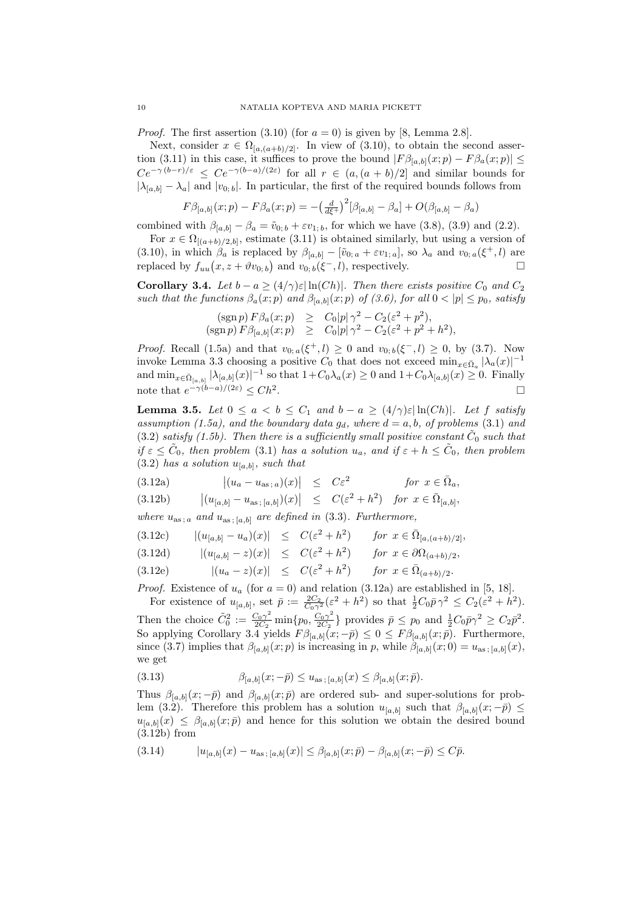*Proof.* The first assertion (3.10) (for $a = 0$) is given by [8, Lemma 2.8].

Next, consider $x \in \Omega_{[a,(a+b)/2]}$. In view of (3.10), to obtain the second assertion (3.11) in this case, it suffices to prove the bound $|F\beta_{[a,b]}(x;p) - F\beta_a(x;p)| \le Ce^{-\gamma(b-r)/\varepsilon} \le Ce^{-\gamma(b-a)/(2\varepsilon)}$ for all $r \in (a,(a+b)/2]$ and similar bounds for $|\lambda_{[a,b]} - \lambda_a|$ and $|v_{0;b}|$. In particular, the first of the required bounds follows from

$$F\beta_{[a,b]}(x;p) - F\beta_a(x;p) = -\big(\tfrac{d}{d\xi^+}\big)^2[\beta_{[a,b]} - \beta_a] + O(\beta_{[a,b]} - \beta_a)$$

combined with $\beta_{[a,b]} - \beta_a = \tilde{v}_{0;b} + \varepsilon v_{1;b}$, for which we have (3.8), (3.9) and (2.2).

For $x \in \Omega_{[(a+b)/2,b]}$, estimate (3.11) is obtained similarly, but using a version of (3.10), in which $\beta_a$ is replaced by $\beta_{[a,b]} - [\tilde{v}_{0;a} + \varepsilon v_{1;a}]$, so $\lambda_a$ and $v_{0;a}(\xi^+, l)$ are replaced by $f_{uu}\big(x, z + \vartheta v_{0;b}\big)$ and $v_{0;b}(\xi^-, l)$, respectively. $\square$

**Corollary 3.4.** *Let $b - a \ge (4/\gamma)\varepsilon|\ln(Ch)|$. Then there exists positive $C_0$ and $C_2$ such that the functions $\beta_a(x;p)$ and $\beta_{[a,b]}(x;p)$ of (3.6), for all $0 < |p| \le p_0$, satisfy*

$$\begin{aligned}
(\operatorname{sgn} p)\, F\beta_a(x;p) &\ge C_0|p|\,\gamma^2 - C_2(\varepsilon^2 + p^2),\\
(\operatorname{sgn} p)\, F\beta_{[a,b]}(x;p) &\ge C_0|p|\,\gamma^2 - C_2(\varepsilon^2 + p^2 + h^2),
\end{aligned}$$

*Proof.* Recall (1.5a) and that $v_{0;a}(\xi^+, l) \ge 0$ and $v_{0;b}(\xi^-, l) \ge 0$, by (3.7). Now invoke Lemma 3.3 choosing a positive $C_0$ that does not exceed $\min_{x\in\bar{\Omega}_a} |\lambda_a(x)|^{-1}$ and $\min_{x\in\bar{\Omega}_{[a,b]}} |\lambda_{[a,b]}(x)|^{-1}$ so that $1 + C_0\lambda_a(x) \ge 0$ and $1 + C_0\lambda_{[a,b]}(x) \ge 0$. Finally note that $e^{-\gamma(b-a)/(2\varepsilon)} \le Ch^2$. $\square$

**Lemma 3.5.** *Let $0 \le a < b \le C_1$ and $b - a \ge (4/\gamma)\varepsilon|\ln(Ch)|$. Let $f$ satisfy assumption (1.5a), and the boundary data $g_d$, where $d = a, b$, of problems* (3.1) *and* (3.2) *satisfy (1.5b). Then there is a sufficiently small positive constant $\tilde{C}_0$ such that if $\varepsilon \le \tilde{C}_0$, then problem* (3.1) *has a solution $u_a$, and if $\varepsilon + h \le \tilde{C}_0$, then problem* (3.2) *has a solution $u_{[a,b]}$, such that*

$$\text{(3.12a)} \qquad \big|(u_a - u_{\mathrm{as}\,;\,a})(x)\big| \;\le\; C\varepsilon^2 \qquad \text{for } x \in \bar{\Omega}_a,$$

$$\text{(3.12b)} \qquad \big|(u_{[a,b]} - u_{\mathrm{as}\,;\,[a,b]})(x)\big| \;\le\; C(\varepsilon^2 + h^2) \quad \text{for } x \in \bar{\Omega}_{[a,b]},$$

*where $u_{\mathrm{as}\,;\,a}$ and $u_{\mathrm{as}\,;\,[a,b]}$ are defined in* (3.3)*. Furthermore,*

$$\text{(3.12c)} \qquad |(u_{[a,b]} - u_a)(x)| \;\le\; C(\varepsilon^2 + h^2) \qquad \text{for } x \in \bar{\Omega}_{[a,(a+b)/2]},$$

$$\text{(3.12d)} \qquad |(u_{[a,b]} - z)(x)| \;\le\; C(\varepsilon^2 + h^2) \qquad \text{for } x \in \partial\Omega_{(a+b)/2},$$

$$\text{(3.12e)} \qquad |(u_a - z)(x)| \;\le\; C(\varepsilon^2 + h^2) \qquad \text{for } x \in \bar{\Omega}_{(a+b)/2}.$$

*Proof.* Existence of $u_a$ (for $a = 0$) and relation (3.12a) are established in [5, 18].

For existence of $u_{[a,b]}$, set $\bar{p} := \frac{2C_2}{C_0\gamma^2}(\varepsilon^2 + h^2)$ so that $\frac{1}{2}C_0\bar{p}\,\gamma^2 \le C_2(\varepsilon^2 + h^2)$. Then the choice $\tilde{C}_0^2 := \frac{C_0\gamma^2}{2C_2}\min\{p_0, \frac{C_0\gamma^2}{2C_2}\}$ provides $\bar{p} \le p_0$ and $\frac{1}{2}C_0\bar{p}\gamma^2 \ge C_2\bar{p}^2$. So applying Corollary 3.4 yields $F\beta_{[a,b]}(x;-\bar{p}) \le 0 \le F\beta_{[a,b]}(x;\bar{p})$. Furthermore, since (3.7) implies that $\beta_{[a,b]}(x;p)$ is increasing in $p$, while $\beta_{[a,b]}(x;0) = u_{\mathrm{as}\,;\,[a,b]}(x)$, we get

$$\text{(3.13)} \qquad \beta_{[a,b]}(x;-\bar{p}) \le u_{\mathrm{as}\,;\,[a,b]}(x) \le \beta_{[a,b]}(x;\bar{p}).$$

Thus $\beta_{[a,b]}(x;-\bar{p})$ and $\beta_{[a,b]}(x;\bar{p})$ are ordered sub- and super-solutions for problem (3.2). Therefore this problem has a solution $u_{[a,b]}$ such that $\beta_{[a,b]}(x;-\bar{p}) \le u_{[a,b]}(x) \le \beta_{[a,b]}(x;\bar{p})$ and hence for this solution we obtain the desired bound (3.12b) from

$$\text{(3.14)} \qquad |u_{[a,b]}(x) - u_{\mathrm{as}\,;\,[a,b]}(x)| \le \beta_{[a,b]}(x;\bar{p}) - \beta_{[a,b]}(x;-\bar{p}) \le C\bar{p}.$$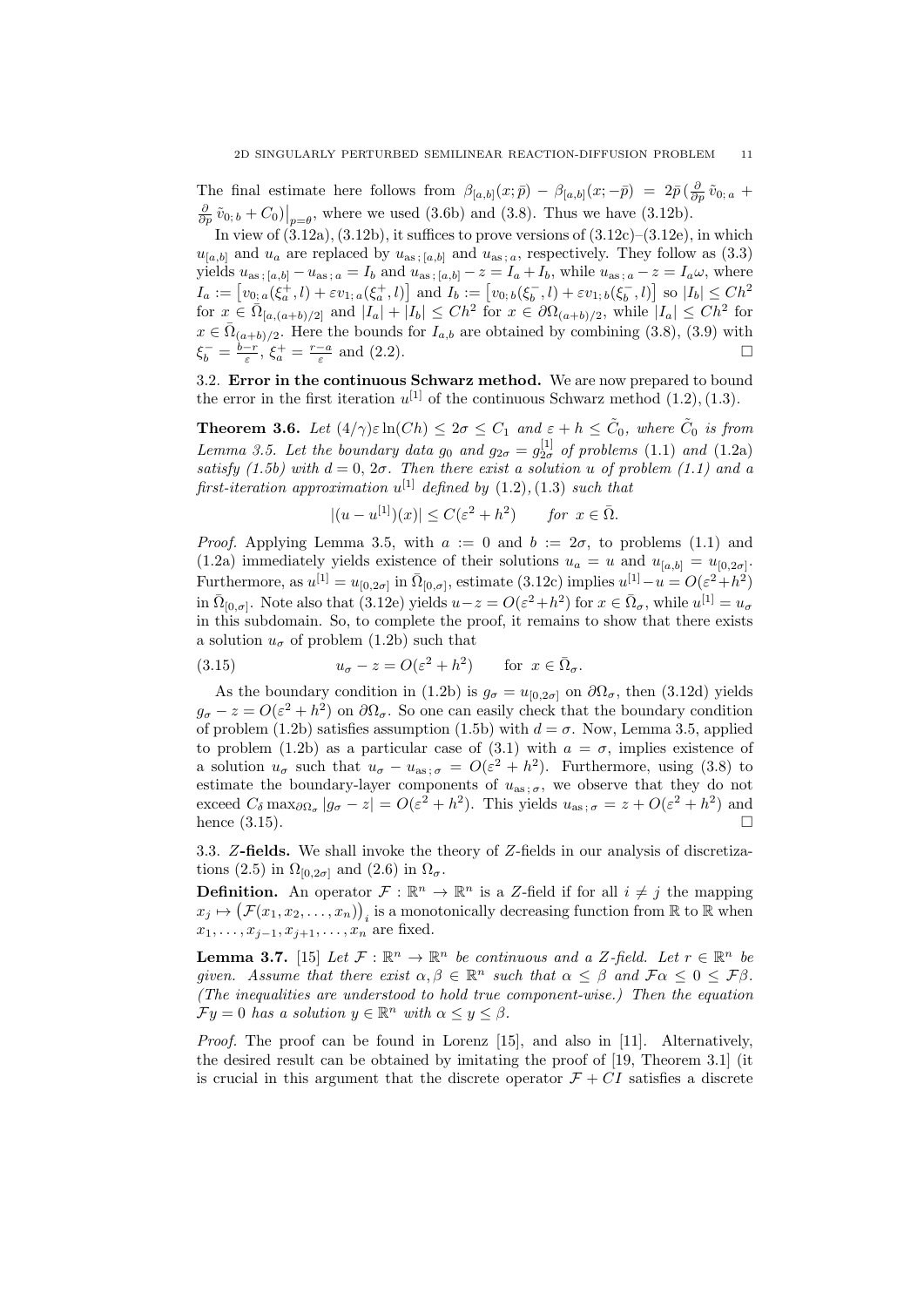The final estimate here follows from $\beta_{[a,b]}(x;\bar p) - \beta_{[a,b]}(x;-\bar p) = 2\bar p\,(\frac{\partial}{\partial p}\,\tilde v_{0;\,a} + \frac{\partial}{\partial p}\,\tilde v_{0;\,b} + C_0)\big|_{p=\theta}$, where we used (3.6b) and (3.8). Thus we have (3.12b).

In view of (3.12a), (3.12b), it suffices to prove versions of (3.12c)–(3.12e), in which $u_{[a,b]}$ and $u_a$ are replaced by $u_{\mathrm{as}\,;\,[a,b]}$ and $u_{\mathrm{as}\,;\,a}$, respectively. They follow as (3.3) yields $u_{\mathrm{as}\,;\,[a,b]} - u_{\mathrm{as}\,;\,a} = I_b$ and $u_{\mathrm{as}\,;\,[a,b]} - z = I_a + I_b$, while $u_{\mathrm{as}\,;\,a} - z = I_a\omega$, where $I_a := \big[v_{0;\,a}(\xi_a^+, l) + \varepsilon v_{1;\,a}(\xi_a^+, l)\big]$ and $I_b := \big[v_{0;\,b}(\xi_b^-, l) + \varepsilon v_{1;\,b}(\xi_b^-, l)\big]$ so $|I_b| \le Ch^2$ for $x \in \bar\Omega_{[a,(a+b)/2]}$ and $|I_a| + |I_b| \le Ch^2$ for $x \in \partial\Omega_{(a+b)/2}$, while $|I_a| \le Ch^2$ for $x \in \bar\Omega_{(a+b)/2}$. Here the bounds for $I_{a,b}$ are obtained by combining (3.8), (3.9) with $\xi_b^- = \frac{b-r}{\varepsilon}$, $\xi_a^+ = \frac{r-a}{\varepsilon}$ and (2.2). $\square$

## 3.2. Error in the continuous Schwarz method.

We are now prepared to bound the error in the first iteration $u^{[1]}$ of the continuous Schwarz method (1.2), (1.3).

**Theorem 3.6.** *Let $(4/\gamma)\varepsilon\ln(Ch) \le 2\sigma \le C_1$ and $\varepsilon + h \le \tilde C_0$, where $\tilde C_0$ is from Lemma 3.5. Let the boundary data $g_0$ and $g_{2\sigma} = g_{2\sigma}^{[1]}$ of problems (1.1) and (1.2a) satisfy (1.5b) with $d = 0, 2\sigma$. Then there exist a solution $u$ of problem (1.1) and a first-iteration approximation $u^{[1]}$ defined by (1.2), (1.3) such that*

$$|(u - u^{[1]})(x)| \le C(\varepsilon^2 + h^2) \qquad \textit{for } x \in \bar\Omega.$$

*Proof.* Applying Lemma 3.5, with $a := 0$ and $b := 2\sigma$, to problems (1.1) and (1.2a) immediately yields existence of their solutions $u_a = u$ and $u_{[a,b]} = u_{[0,2\sigma]}$. Furthermore, as $u^{[1]} = u_{[0,2\sigma]}$ in $\bar\Omega_{[0,\sigma]}$, estimate (3.12c) implies $u^{[1]} - u = O(\varepsilon^2 + h^2)$ in $\bar\Omega_{[0,\sigma]}$. Note also that (3.12e) yields $u - z = O(\varepsilon^2 + h^2)$ for $x \in \bar\Omega_\sigma$, while $u^{[1]} = u_\sigma$ in this subdomain. So, to complete the proof, it remains to show that there exists a solution $u_\sigma$ of problem (1.2b) such that

$$u_\sigma - z = O(\varepsilon^2 + h^2) \qquad \text{for } x \in \bar\Omega_\sigma. \tag{3.15}$$

As the boundary condition in (1.2b) is $g_\sigma = u_{[0,2\sigma]}$ on $\partial\Omega_\sigma$, then (3.12d) yields $g_\sigma - z = O(\varepsilon^2 + h^2)$ on $\partial\Omega_\sigma$. So one can easily check that the boundary condition of problem (1.2b) satisfies assumption (1.5b) with $d = \sigma$. Now, Lemma 3.5, applied to problem (1.2b) as a particular case of (3.1) with $a = \sigma$, implies existence of a solution $u_\sigma$ such that $u_\sigma - u_{\mathrm{as}\,;\,\sigma} = O(\varepsilon^2 + h^2)$. Furthermore, using (3.8) to estimate the boundary-layer components of $u_{\mathrm{as}\,;\,\sigma}$, we observe that they do not exceed $C_\delta \max_{\partial\Omega_\sigma} |g_\sigma - z| = O(\varepsilon^2 + h^2)$. This yields $u_{\mathrm{as}\,;\,\sigma} = z + O(\varepsilon^2 + h^2)$ and hence (3.15). $\square$

## 3.3. $Z$-fields.

We shall invoke the theory of $Z$-fields in our analysis of discretizations (2.5) in $\Omega_{[0,2\sigma]}$ and (2.6) in $\Omega_\sigma$.

**Definition.** An operator $\mathcal F : \mathbb R^n \to \mathbb R^n$ is a $Z$-field if for all $i \ne j$ the mapping $x_j \mapsto \big(\mathcal F(x_1, x_2, \ldots, x_n)\big)_i$ is a monotonically decreasing function from $\mathbb R$ to $\mathbb R$ when $x_1, \ldots, x_{j-1}, x_{j+1}, \ldots, x_n$ are fixed.

**Lemma 3.7.** [15] *Let $\mathcal F : \mathbb R^n \to \mathbb R^n$ be continuous and a $Z$-field. Let $r \in \mathbb R^n$ be given. Assume that there exist $\alpha, \beta \in \mathbb R^n$ such that $\alpha \le \beta$ and $\mathcal F\alpha \le 0 \le \mathcal F\beta$. (The inequalities are understood to hold true component-wise.) Then the equation $\mathcal F y = 0$ has a solution $y \in \mathbb R^n$ with $\alpha \le y \le \beta$.*

*Proof.* The proof can be found in Lorenz [15], and also in [11]. Alternatively, the desired result can be obtained by imitating the proof of [19, Theorem 3.1] (it is crucial in this argument that the discrete operator $\mathcal F + CI$ satisfies a discrete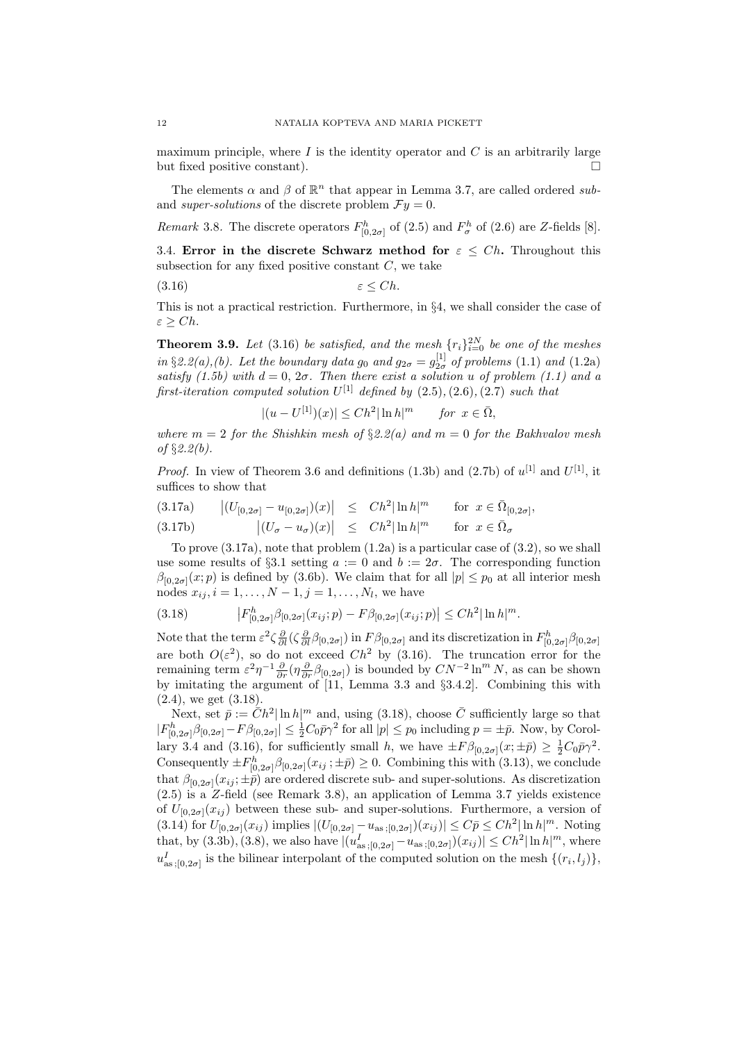maximum principle, where $I$ is the identity operator and $C$ is an arbitrarily large but fixed positive constant). $\square$

The elements $\alpha$ and $\beta$ of $\mathbb{R}^n$ that appear in Lemma 3.7, are called ordered *sub-* and *super-solutions* of the discrete problem $\mathcal{F}y = 0$.

*Remark* 3.8. The discrete operators $F^h_{[0,2\sigma]}$ of (2.5) and $F^h_\sigma$ of (2.6) are $Z$-fields [8].

### 3.4. Error in the discrete Schwarz method for $\varepsilon \le Ch$.

Throughout this subsection for any fixed positive constant $C$, we take

$$\varepsilon \le Ch. \tag{3.16}$$

This is not a practical restriction. Furthermore, in §4, we shall consider the case of $\varepsilon \ge Ch$.

**Theorem 3.9.** *Let (3.16) be satisfied, and the mesh $\{r_i\}_{i=0}^{2N}$ be one of the meshes in §2.2(a),(b). Let the boundary data $g_0$ and $g_{2\sigma} = g^{[1]}_{2\sigma}$ of problems (1.1) and (1.2a) satisfy (1.5b) with $d = 0$, $2\sigma$. Then there exist a solution $u$ of problem (1.1) and a first-iteration computed solution $U^{[1]}$ defined by (2.5), (2.6), (2.7) such that*

$$|(u - U^{[1]})(x)| \le Ch^2 |\ln h|^m \qquad \text{for } x \in \bar\Omega,$$

*where $m = 2$ for the Shishkin mesh of §2.2(a) and $m = 0$ for the Bakhvalov mesh of §2.2(b).*

*Proof.* In view of Theorem 3.6 and definitions (1.3b) and (2.7b) of $u^{[1]}$ and $U^{[1]}$, it suffices to show that

$$\bigl|(U_{[0,2\sigma]} - u_{[0,2\sigma]})(x)\bigr| \le Ch^2 |\ln h|^m \qquad \text{for } x \in \bar\Omega_{[0,2\sigma]}, \tag{3.17a}$$

$$\bigl|(U_\sigma - u_\sigma)(x)\bigr| \le Ch^2 |\ln h|^m \qquad \text{for } x \in \bar\Omega_\sigma \tag{3.17b}$$

To prove (3.17a), note that problem (1.2a) is a particular case of (3.2), so we shall use some results of §3.1 setting $a := 0$ and $b := 2\sigma$. The corresponding function $\beta_{[0,2\sigma]}(x;p)$ is defined by (3.6b). We claim that for all $|p| \le p_0$ at all interior mesh nodes $x_{ij}$, $i = 1, \ldots, N-1$, $j = 1, \ldots, N_l$, we have

$$\bigl|F^h_{[0,2\sigma]}\beta_{[0,2\sigma]}(x_{ij};p) - F\beta_{[0,2\sigma]}(x_{ij};p)\bigr| \le Ch^2 |\ln h|^m. \tag{3.18}$$

Note that the term $\varepsilon^2 \zeta \frac{\partial}{\partial l}(\zeta \frac{\partial}{\partial l}\beta_{[0,2\sigma]})$ in $F\beta_{[0,2\sigma]}$ and its discretization in $F^h_{[0,2\sigma]}\beta_{[0,2\sigma]}$ are both $O(\varepsilon^2)$, so do not exceed $Ch^2$ by (3.16). The truncation error for the remaining term $\varepsilon^2 \eta^{-1} \frac{\partial}{\partial r}(\eta \frac{\partial}{\partial r}\beta_{[0,2\sigma]})$ is bounded by $CN^{-2}\ln^m N$, as can be shown by imitating the argument of [11, Lemma 3.3 and §3.4.2]. Combining this with (2.4), we get (3.18).

Next, set $\bar p := \bar C h^2 |\ln h|^m$ and, using (3.18), choose $\bar C$ sufficiently large so that $|F^h_{[0,2\sigma]}\beta_{[0,2\sigma]} - F\beta_{[0,2\sigma]}| \le \frac{1}{2}C_0 \bar p \gamma^2$ for all $|p| \le p_0$ including $p = \pm\bar p$. Now, by Corollary 3.4 and (3.16), for sufficiently small $h$, we have $\pm F\beta_{[0,2\sigma]}(x;\pm\bar p) \ge \frac{1}{2}C_0\bar p\gamma^2$. Consequently $\pm F^h_{[0,2\sigma]}\beta_{[0,2\sigma]}(x_{ij};\pm\bar p) \ge 0$. Combining this with (3.13), we conclude that $\beta_{[0,2\sigma]}(x_{ij};\pm\bar p)$ are ordered discrete sub- and super-solutions. As discretization (2.5) is a $Z$-field (see Remark 3.8), an application of Lemma 3.7 yields existence of $U_{[0,2\sigma]}(x_{ij})$ between these sub- and super-solutions. Furthermore, a version of (3.14) for $U_{[0,2\sigma]}(x_{ij})$ implies $|(U_{[0,2\sigma]} - u_{\mathrm{as}\,;[0,2\sigma]})(x_{ij})| \le C\bar p \le Ch^2|\ln h|^m$. Noting that, by (3.3b), (3.8), we also have $|(u^I_{\mathrm{as}\,;[0,2\sigma]} - u_{\mathrm{as}\,;[0,2\sigma]})(x_{ij})| \le Ch^2|\ln h|^m$, where $u^I_{\mathrm{as}\,;[0,2\sigma]}$ is the bilinear interpolant of the computed solution on the mesh $\{(r_i, l_j)\}$,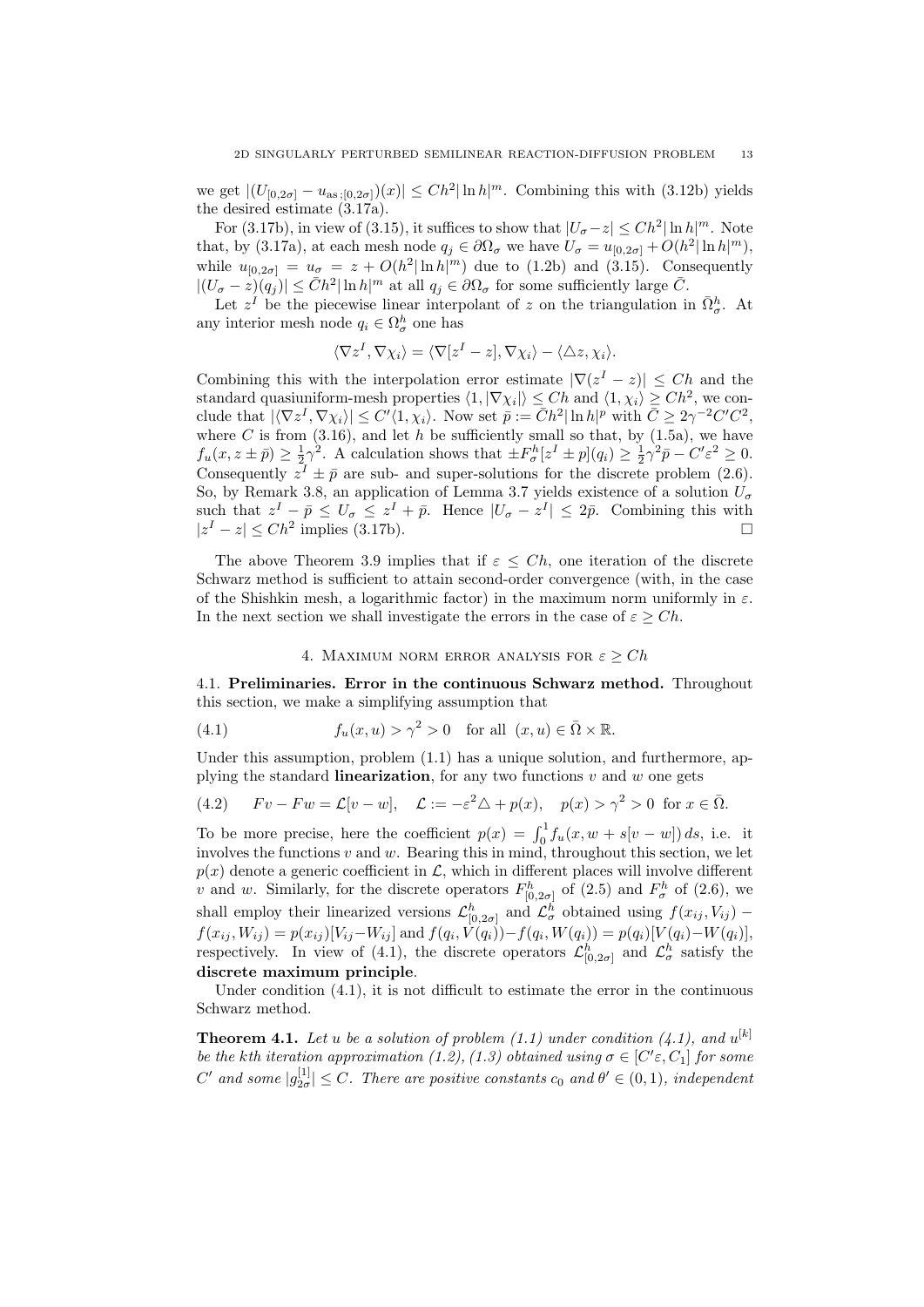we get $|(U_{[0,2\sigma]} - u_{\text{as};[0,2\sigma]})(x)| \le Ch^2|\ln h|^m$. Combining this with (3.12b) yields the desired estimate (3.17a).

For (3.17b), in view of (3.15), it suffices to show that $|U_\sigma - z| \le Ch^2|\ln h|^m$. Note that, by (3.17a), at each mesh node $q_j \in \partial\Omega_\sigma$ we have $U_\sigma = u_{[0,2\sigma]} + O(h^2|\ln h|^m)$, while $u_{[0,2\sigma]} = u_\sigma = z + O(h^2|\ln h|^m)$ due to (1.2b) and (3.15). Consequently $|(U_\sigma - z)(q_j)| \le \bar{C}h^2|\ln h|^m$ at all $q_j \in \partial\Omega_\sigma$ for some sufficiently large $\bar{C}$.

Let $z^I$ be the piecewise linear interpolant of $z$ on the triangulation in $\bar{\Omega}_\sigma^h$. At any interior mesh node $q_i \in \Omega_\sigma^h$ one has

$$\langle \nabla z^I, \nabla \chi_i \rangle = \langle \nabla [z^I - z], \nabla \chi_i \rangle - \langle \triangle z, \chi_i \rangle.$$

Combining this with the interpolation error estimate $|\nabla(z^I - z)| \le Ch$ and the standard quasiuniform-mesh properties $\langle 1, |\nabla \chi_i| \rangle \le Ch$ and $\langle 1, \chi_i \rangle \ge Ch^2$, we conclude that $|\langle \nabla z^I, \nabla \chi_i \rangle| \le C' \langle 1, \chi_i \rangle$. Now set $\bar{p} := \bar{C}h^2|\ln h|^p$ with $\bar{C} \ge 2\gamma^{-2}C'C^2$, where $C$ is from (3.16), and let $h$ be sufficiently small so that, by (1.5a), we have $f_u(x, z \pm \bar{p}) \ge \frac{1}{2}\gamma^2$. A calculation shows that $\pm F_\sigma^h[z^I \pm p](q_i) \ge \frac{1}{2}\gamma^2\bar{p} - C'\varepsilon^2 \ge 0$. Consequently $z^I \pm \bar{p}$ are sub- and super-solutions for the discrete problem (2.6). So, by Remark 3.8, an application of Lemma 3.7 yields existence of a solution $U_\sigma$ such that $z^I - \bar{p} \le U_\sigma \le z^I + \bar{p}$. Hence $|U_\sigma - z^I| \le 2\bar{p}$. Combining this with $|z^I - z| \le Ch^2$ implies (3.17b). □

The above Theorem 3.9 implies that if $\varepsilon \le Ch$, one iteration of the discrete Schwarz method is sufficient to attain second-order convergence (with, in the case of the Shishkin mesh, a logarithmic factor) in the maximum norm uniformly in $\varepsilon$. In the next section we shall investigate the errors in the case of $\varepsilon \ge Ch$.

## 4. Maximum norm error analysis for $\varepsilon \ge Ch$

**4.1. Preliminaries. Error in the continuous Schwarz method.** Throughout this section, we make a simplifying assumption that

$$f_u(x, u) > \gamma^2 > 0 \quad \text{for all } (x, u) \in \bar{\Omega} \times \mathbb{R}. \tag{4.1}$$

Under this assumption, problem (1.1) has a unique solution, and furthermore, applying the standard **linearization**, for any two functions $v$ and $w$ one gets

$$Fv - Fw = \mathcal{L}[v - w], \quad \mathcal{L} := -\varepsilon^2\triangle + p(x), \quad p(x) > \gamma^2 > 0 \ \text{ for } x \in \bar{\Omega}. \tag{4.2}$$

To be more precise, here the coefficient $p(x) = \int_0^1 f_u(x, w + s[v - w])\, ds$, i.e. it involves the functions $v$ and $w$. Bearing this in mind, throughout this section, we let $p(x)$ denote a generic coefficient in $\mathcal{L}$, which in different places will involve different $v$ and $w$. Similarly, for the discrete operators $F_{[0,2\sigma]}^h$ of (2.5) and $F_\sigma^h$ of (2.6), we shall employ their linearized versions $\mathcal{L}_{[0,2\sigma]}^h$ and $\mathcal{L}_\sigma^h$ obtained using $f(x_{ij}, V_{ij}) - f(x_{ij}, W_{ij}) = p(x_{ij})[V_{ij} - W_{ij}]$ and $f(q_i, V(q_i)) - f(q_i, W(q_i)) = p(q_i)[V(q_i) - W(q_i)]$, respectively. In view of (4.1), the discrete operators $\mathcal{L}_{[0,2\sigma]}^h$ and $\mathcal{L}_\sigma^h$ satisfy the **discrete maximum principle**.

Under condition (4.1), it is not difficult to estimate the error in the continuous Schwarz method.

**Theorem 4.1.** *Let $u$ be a solution of problem (1.1) under condition (4.1), and $u^{[k]}$ be the $k$th iteration approximation (1.2), (1.3) obtained using $\sigma \in [C'\varepsilon, C_1]$ for some $C'$ and some $|g_{2\sigma}^{[1]}| \le C$. There are positive constants $c_0$ and $\theta' \in (0, 1)$, independent*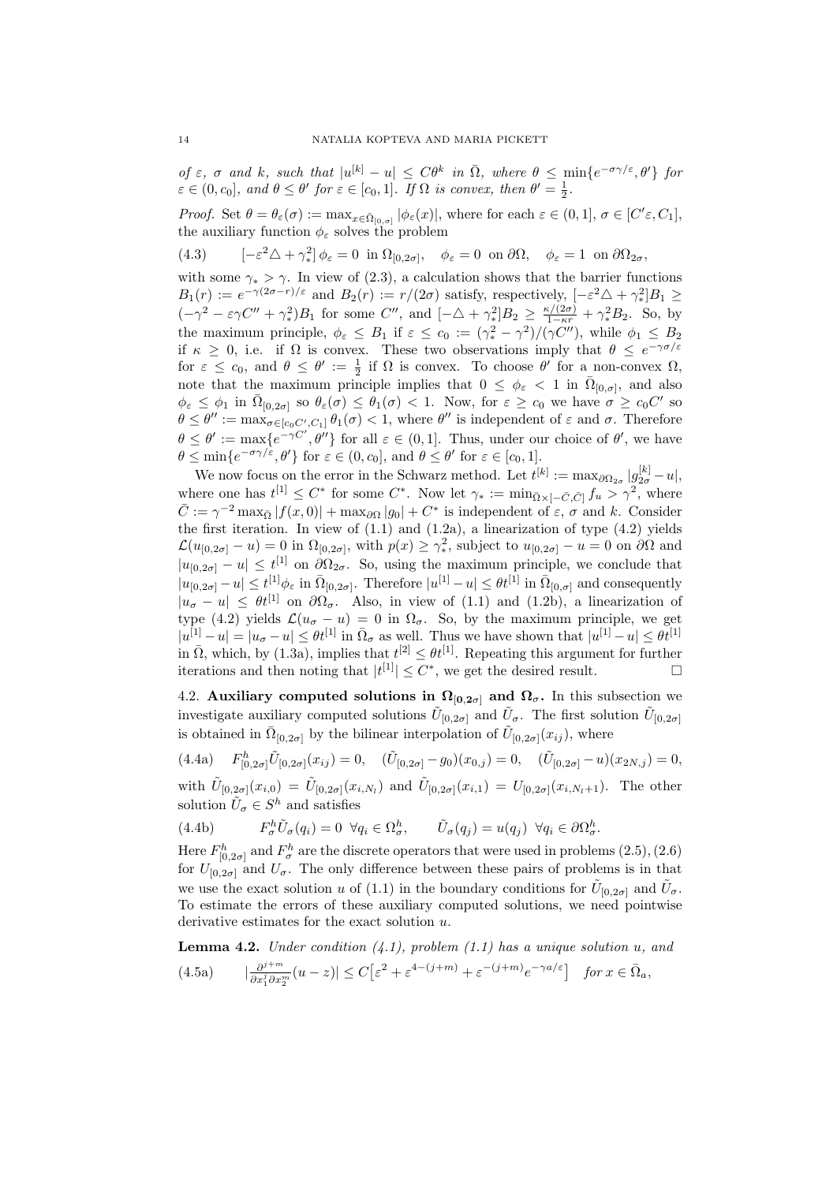*of $\varepsilon$, $\sigma$ and $k$, such that $|u^{[k]} - u| \le C\theta^k$ in $\bar\Omega$, where $\theta \le \min\{e^{-\sigma\gamma/\varepsilon}, \theta'\}$ for $\varepsilon \in (0, c_0]$, and $\theta \le \theta'$ for $\varepsilon \in [c_0, 1]$. If $\Omega$ is convex, then $\theta' = \frac{1}{2}$.*

*Proof.* Set $\theta = \theta_\varepsilon(\sigma) := \max_{x\in\bar\Omega_{[0,\sigma]}} |\phi_\varepsilon(x)|$, where for each $\varepsilon \in (0, 1]$, $\sigma \in [C'\varepsilon, C_1]$, the auxiliary function $\phi_\varepsilon$ solves the problem

$$
[-\varepsilon^2\triangle + \gamma_*^2]\,\phi_\varepsilon = 0 \;\text{ in } \Omega_{[0,2\sigma]}, \quad \phi_\varepsilon = 0 \;\text{ on } \partial\Omega, \quad \phi_\varepsilon = 1 \;\text{ on } \partial\Omega_{2\sigma}, \tag{4.3}
$$

with some $\gamma_* > \gamma$. In view of (2.3), a calculation shows that the barrier functions $B_1(r) := e^{-\gamma(2\sigma-r)/\varepsilon}$ and $B_2(r) := r/(2\sigma)$ satisfy, respectively, $[-\varepsilon^2\triangle + \gamma_*^2]B_1 \ge (-\gamma^2 - \varepsilon\gamma C'' + \gamma_*^2)B_1$ for some $C''$, and $[-\triangle + \gamma_*^2]B_2 \ge \frac{\kappa/(2\sigma)}{1-\kappa r} + \gamma_*^2 B_2$. So, by the maximum principle, $\phi_\varepsilon \le B_1$ if $\varepsilon \le c_0 := (\gamma_*^2 - \gamma^2)/(\gamma C'')$, while $\phi_1 \le B_2$ if $\kappa \ge 0$, i.e. if $\Omega$ is convex. These two observations imply that $\theta \le e^{-\gamma\sigma/\varepsilon}$ for $\varepsilon \le c_0$, and $\theta \le \theta' := \frac{1}{2}$ if $\Omega$ is convex. To choose $\theta'$ for a non-convex $\Omega$, note that the maximum principle implies that $0 \le \phi_\varepsilon < 1$ in $\bar\Omega_{[0,\sigma]}$, and also $\phi_\varepsilon \le \phi_1$ in $\bar\Omega_{[0,2\sigma]}$ so $\theta_\varepsilon(\sigma) \le \theta_1(\sigma) < 1$. Now, for $\varepsilon \ge c_0$ we have $\sigma \ge c_0 C'$ so $\theta \le \theta'' := \max_{\sigma\in[c_0C', C_1]} \theta_1(\sigma) < 1$, where $\theta''$ is independent of $\varepsilon$ and $\sigma$. Therefore $\theta \le \theta' := \max\{e^{-\gamma C'}, \theta''\}$ for all $\varepsilon \in (0, 1]$. Thus, under our choice of $\theta'$, we have $\theta \le \min\{e^{-\sigma\gamma/\varepsilon}, \theta'\}$ for $\varepsilon \in (0, c_0]$, and $\theta \le \theta'$ for $\varepsilon \in [c_0, 1]$.

We now focus on the error in the Schwarz method. Let $t^{[k]} := \max_{\partial\Omega_{2\sigma}} |g_{2\sigma}^{[k]} - u|$, where one has $t^{[1]} \le C^*$ for some $C^*$. Now let $\gamma_* := \min_{\bar\Omega\times[-\bar C,\bar C]} f_u > \gamma^2$, where $\bar C := \gamma^{-2}\max_{\bar\Omega} |f(x, 0)| + \max_{\partial\Omega} |g_0| + C^*$ is independent of $\varepsilon$, $\sigma$ and $k$. Consider the first iteration. In view of (1.1) and (1.2a), a linearization of type (4.2) yields $\mathcal{L}(u_{[0,2\sigma]} - u) = 0$ in $\Omega_{[0,2\sigma]}$, with $p(x) \ge \gamma_*^2$, subject to $u_{[0,2\sigma]} - u = 0$ on $\partial\Omega$ and $|u_{[0,2\sigma]} - u| \le t^{[1]}$ on $\partial\Omega_{2\sigma}$. So, using the maximum principle, we conclude that $|u_{[0,2\sigma]} - u| \le t^{[1]}\phi_\varepsilon$ in $\bar\Omega_{[0,2\sigma]}$. Therefore $|u^{[1]} - u| \le \theta t^{[1]}$ in $\bar\Omega_{[0,\sigma]}$ and consequently $|u_\sigma - u| \le \theta t^{[1]}$ on $\partial\Omega_\sigma$. Also, in view of (1.1) and (1.2b), a linearization of type (4.2) yields $\mathcal{L}(u_\sigma - u) = 0$ in $\Omega_\sigma$. So, by the maximum principle, we get $|u^{[1]} - u| = |u_\sigma - u| \le \theta t^{[1]}$ in $\bar\Omega_\sigma$ as well. Thus we have shown that $|u^{[1]} - u| \le \theta t^{[1]}$ in $\bar\Omega$, which, by (1.3a), implies that $t^{[2]} \le \theta t^{[1]}$. Repeating this argument for further iterations and then noting that $|t^{[1]}| \le C^*$, we get the desired result. $\square$

### 4.2. Auxiliary computed solutions in $\Omega_{[0,2\sigma]}$ and $\Omega_\sigma$.

In this subsection we investigate auxiliary computed solutions $\tilde U_{[0,2\sigma]}$ and $\tilde U_\sigma$. The first solution $\tilde U_{[0,2\sigma]}$ is obtained in $\bar\Omega_{[0,2\sigma]}$ by the bilinear interpolation of $\tilde U_{[0,2\sigma]}(x_{ij})$, where

$$
F^h_{[0,2\sigma]}\tilde U_{[0,2\sigma]}(x_{ij}) = 0, \quad (\tilde U_{[0,2\sigma]} - g_0)(x_{0,j}) = 0, \quad (\tilde U_{[0,2\sigma]} - u)(x_{2N,j}) = 0, \tag{4.4a}
$$

with $\tilde U_{[0,2\sigma]}(x_{i,0}) = \tilde U_{[0,2\sigma]}(x_{i,N_l})$ and $\tilde U_{[0,2\sigma]}(x_{i,1}) = U_{[0,2\sigma]}(x_{i,N_l+1})$. The other solution $\tilde U_\sigma \in S^h$ and satisfies

$$
F^h_\sigma \tilde U_\sigma(q_i) = 0 \;\; \forall q_i \in \Omega^h_\sigma, \qquad \tilde U_\sigma(q_j) = u(q_j) \;\; \forall q_i \in \partial\Omega^h_\sigma. \tag{4.4b}
$$

Here $F^h_{[0,2\sigma]}$ and $F^h_\sigma$ are the discrete operators that were used in problems (2.5), (2.6) for $U_{[0,2\sigma]}$ and $U_\sigma$. The only difference between these pairs of problems is in that we use the exact solution $u$ of (1.1) in the boundary conditions for $\tilde U_{[0,2\sigma]}$ and $\tilde U_\sigma$. To estimate the errors of these auxiliary computed solutions, we need pointwise derivative estimates for the exact solution $u$.

**Lemma 4.2.** *Under condition (4.1), problem (1.1) has a unique solution $u$, and*

$$
\Big|\frac{\partial^{j+m}}{\partial x_1^j \partial x_2^m}(u - z)\Big| \le C\big[\varepsilon^2 + \varepsilon^{4-(j+m)} + \varepsilon^{-(j+m)}e^{-\gamma a/\varepsilon}\big] \quad \text{for } x \in \bar\Omega_a, \tag{4.5a}
$$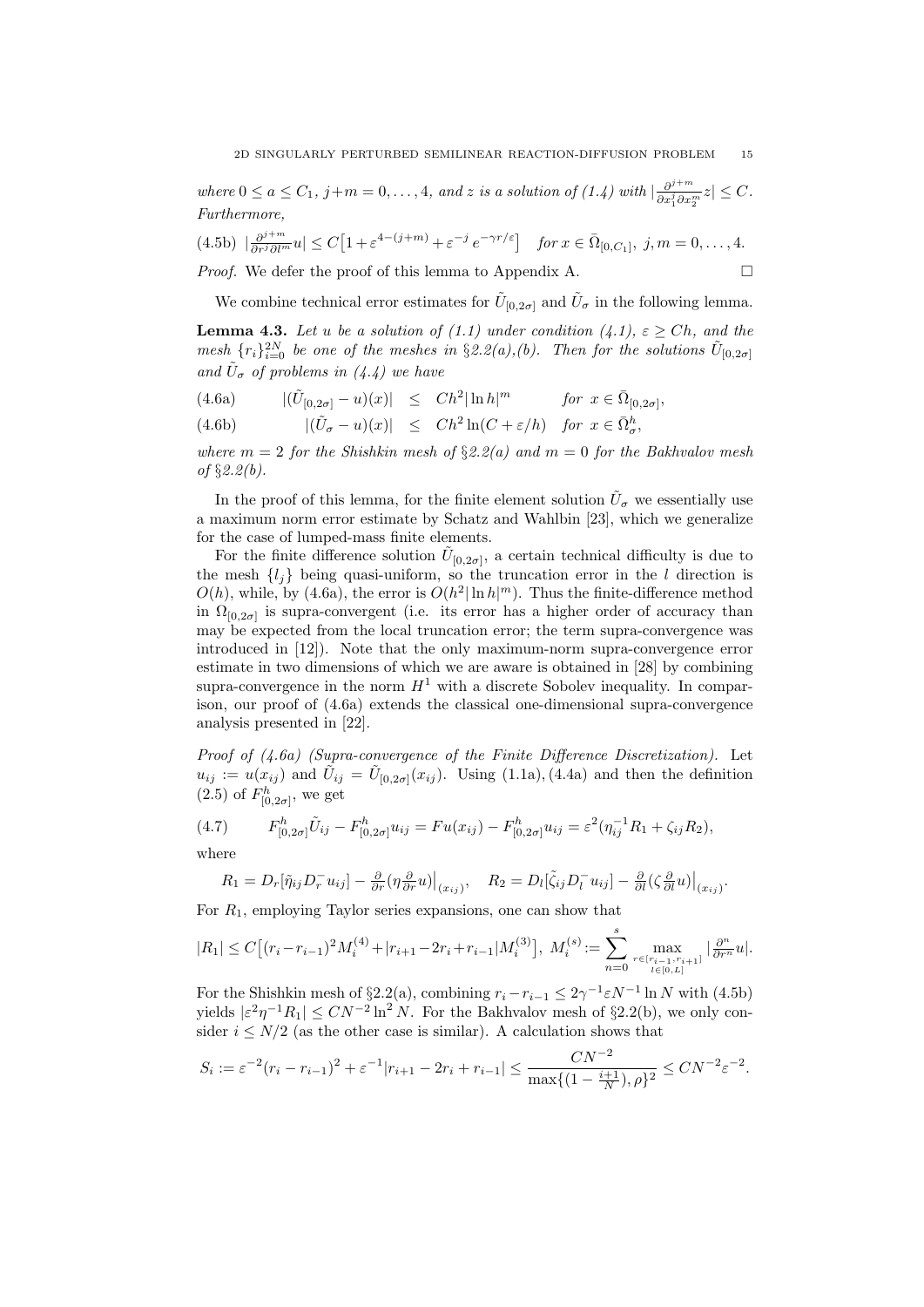where $0 \le a \le C_1$, $j+m = 0, \dots, 4$, and $z$ is a solution of (1.4) with $|\frac{\partial^{j+m}}{\partial x_1^j \partial x_2^m} z| \le C$. Furthermore,

$$\text{(4.5b)}\quad |\tfrac{\partial^{j+m}}{\partial r^j \partial l^m} u| \le C\big[1 + \varepsilon^{4-(j+m)} + \varepsilon^{-j}\, e^{-\gamma r/\varepsilon}\big] \quad \text{for } x \in \bar\Omega_{[0,C_1]},\ j,m = 0,\dots,4.$$

*Proof.* We defer the proof of this lemma to Appendix A. $\square$

We combine technical error estimates for $\tilde U_{[0,2\sigma]}$ and $\tilde U_\sigma$ in the following lemma.

**Lemma 4.3.** *Let $u$ be a solution of (1.1) under condition (4.1), $\varepsilon \ge Ch$, and the mesh $\{r_i\}_{i=0}^{2N}$ be one of the meshes in §2.2(a),(b). Then for the solutions $\tilde U_{[0,2\sigma]}$ and $\tilde U_\sigma$ of problems in (4.4) we have*

$$\text{(4.6a)}\qquad |(\tilde U_{[0,2\sigma]} - u)(x)| \;\le\; Ch^2 |\ln h|^m \qquad \text{for } x \in \bar\Omega_{[0,2\sigma]},$$

$$\text{(4.6b)}\qquad |(\tilde U_\sigma - u)(x)| \;\le\; Ch^2 \ln(C + \varepsilon/h) \quad \text{for } x \in \bar\Omega^h_\sigma,$$

*where $m = 2$ for the Shishkin mesh of §2.2(a) and $m = 0$ for the Bakhvalov mesh of §2.2(b).*

In the proof of this lemma, for the finite element solution $\tilde U_\sigma$ we essentially use a maximum norm error estimate by Schatz and Wahlbin [23], which we generalize for the case of lumped-mass finite elements.

For the finite difference solution $\tilde U_{[0,2\sigma]}$, a certain technical difficulty is due to the mesh $\{l_j\}$ being quasi-uniform, so the truncation error in the $l$ direction is $O(h)$, while, by (4.6a), the error is $O(h^2|\ln h|^m)$. Thus the finite-difference method in $\Omega_{[0,2\sigma]}$ is supra-convergent (i.e. its error has a higher order of accuracy than may be expected from the local truncation error; the term supra-convergence was introduced in [12]). Note that the only maximum-norm supra-convergence error estimate in two dimensions of which we are aware is obtained in [28] by combining supra-convergence in the norm $H^1$ with a discrete Sobolev inequality. In comparison, our proof of (4.6a) extends the classical one-dimensional supra-convergence analysis presented in [22].

*Proof of (4.6a) (Supra-convergence of the Finite Difference Discretization).* Let $u_{ij} := u(x_{ij})$ and $\tilde U_{ij} = \tilde U_{[0,2\sigma]}(x_{ij})$. Using (1.1a), (4.4a) and then the definition (2.5) of $F^h_{[0,2\sigma]}$, we get

$$\text{(4.7)}\qquad F^h_{[0,2\sigma]}\tilde U_{ij} - F^h_{[0,2\sigma]} u_{ij} = Fu(x_{ij}) - F^h_{[0,2\sigma]} u_{ij} = \varepsilon^2(\eta_{ij}^{-1} R_1 + \zeta_{ij} R_2),$$

where

$$R_1 = D_r[\tilde\eta_{ij} D_r^- u_{ij}] - \tfrac{\partial}{\partial r}(\eta \tfrac{\partial}{\partial r} u)\big|_{(x_{ij})}, \quad R_2 = D_l[\tilde\zeta_{ij} D_l^- u_{ij}] - \tfrac{\partial}{\partial l}(\zeta \tfrac{\partial}{\partial l} u)\big|_{(x_{ij})}.$$

For $R_1$, employing Taylor series expansions, one can show that

$$|R_1| \le C\big[(r_i - r_{i-1})^2 M_i^{(4)} + |r_{i+1} - 2r_i + r_{i-1}| M_i^{(3)}\big],\ M_i^{(s)} := \sum_{n=0}^{s} \max_{\substack{r\in[r_{i-1},r_{i+1}]\\ l\in[0,L]}} |\tfrac{\partial^n}{\partial r^n} u|.$$

For the Shishkin mesh of §2.2(a), combining $r_i - r_{i-1} \le 2\gamma^{-1}\varepsilon N^{-1}\ln N$ with (4.5b) yields $|\varepsilon^2 \eta^{-1} R_1| \le CN^{-2}\ln^2 N$. For the Bakhvalov mesh of §2.2(b), we only consider $i \le N/2$ (as the other case is similar). A calculation shows that

$$S_i := \varepsilon^{-2}(r_i - r_{i-1})^2 + \varepsilon^{-1}|r_{i+1} - 2r_i + r_{i-1}| \le \frac{CN^{-2}}{\max\{(1 - \frac{i+1}{N}), \rho\}^2} \le CN^{-2}\varepsilon^{-2}.$$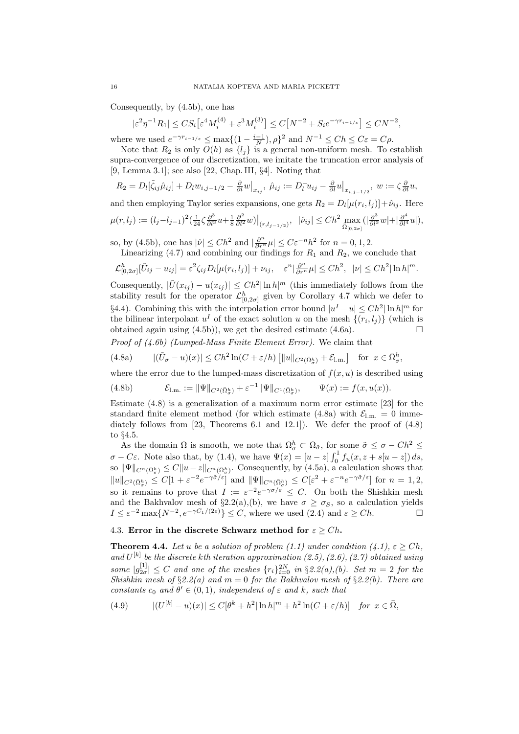Consequently, by (4.5b), one has

$$|\varepsilon^2\eta^{-1}R_1| \le CS_i\big[\varepsilon^4 M_i^{(4)} + \varepsilon^3 M_i^{(3)}\big] \le C\big[N^{-2} + S_i e^{-\gamma r_{i-1/\varepsilon}}\big] \le CN^{-2},$$

where we used $e^{-\gamma r_{i-1/\varepsilon}} \le \max\{(1-\frac{i-1}{N}),\rho\}^2$ and $N^{-1} \le Ch \le C\varepsilon = C\rho$.

Note that $R_2$ is only $O(h)$ as $\{l_j\}$ is a general non-uniform mesh. To establish supra-convergence of our discretization, we imitate the truncation error analysis of [9, Lemma 3.1]; see also [22, Chap. III, §4]. Noting that

$$R_2 = D_l[\tilde{\zeta}_{ij}\hat{\mu}_{ij}] + D_l w_{i,j-1/2} - \tfrac{\partial}{\partial l}w\big|_{x_{ij}},\ \hat{\mu}_{ij} := D_l^- u_{ij} - \tfrac{\partial}{\partial l}u\big|_{x_{i,j-1/2}},\ w := \zeta\tfrac{\partial}{\partial l}u,$$

and then employing Taylor series expansions, one gets $R_2 = D_l[\mu(r_i,l_j)] + \hat{\nu}_{ij}$. Here

$$\mu(r,l_j) := (l_j - l_{j-1})^2\big(\tfrac{1}{24}\zeta\tfrac{\partial^3}{\partial l^3}u + \tfrac{1}{8}\tfrac{\partial^2}{\partial l^2}w\big)\big|_{(r,l_{j-1/2})},\quad |\hat{\nu}_{ij}| \le Ch^2 \max_{\bar{\Omega}_{[0,2\sigma]}}(|\tfrac{\partial^3}{\partial l^3}w| + |\tfrac{\partial^4}{\partial l^4}u|),$$

so, by (4.5b), one has $|\hat{\nu}| \le Ch^2$ and $|\frac{\partial^n}{\partial r^n}\mu| \le C\varepsilon^{-n}h^2$ for $n = 0,1,2$.

Linearizing (4.7) and combining our findings for $R_1$ and $R_2$, we conclude that

$$\mathcal{L}^h_{[0,2\sigma]}[\tilde{U}_{ij} - u_{ij}] = \varepsilon^2\zeta_{ij}D_l[\mu(r_i,l_j)] + \nu_{ij},\quad \varepsilon^n|\tfrac{\partial^n}{\partial r^n}\mu| \le Ch^2,\quad |\nu| \le Ch^2|\ln h|^m.$$

Consequently, $|\tilde{U}(x_{ij}) - u(x_{ij})| \le Ch^2|\ln h|^m$ (this immediately follows from the stability result for the operator $\mathcal{L}^h_{[0,2\sigma]}$ given by Corollary 4.7 which we defer to §4.4). Combining this with the interpolation error bound $|u^I - u| \le Ch^2|\ln h|^m$ for the bilinear interpolant $u^I$ of the exact solution $u$ on the mesh $\{(r_i,l_j)\}$ (which is obtained again using (4.5b)), we get the desired estimate (4.6a). $\square$

*Proof of (4.6b) (Lumped-Mass Finite Element Error).* We claim that

$$\text{(4.8a)}\qquad |(\tilde{U}_\sigma - u)(x)| \le Ch^2\ln(C+\varepsilon/h)\big[\|u\|_{C^2(\bar{\Omega}^h_\sigma)} + \mathcal{E}_{\text{l.m.}}\big]\quad\text{for } x \in \bar{\Omega}^h_\sigma,$$

where the error due to the lumped-mass discretization of $f(x,u)$ is described using

$$\text{(4.8b)}\qquad \mathcal{E}_{\text{l.m.}} := \|\Psi\|_{C^2(\bar{\Omega}^h_\sigma)} + \varepsilon^{-1}\|\Psi\|_{C^1(\bar{\Omega}^h_\sigma)},\qquad \Psi(x) := f(x,u(x)).$$

Estimate (4.8) is a generalization of a maximum norm error estimate [23] for the standard finite element method (for which estimate (4.8a) with $\mathcal{E}_{\text{l.m.}} = 0$ immediately follows from [23, Theorems 6.1 and 12.1]). We defer the proof of (4.8) to §4.5.

As the domain $\Omega$ is smooth, we note that $\Omega^h_\sigma \subset \Omega_{\tilde{\sigma}}$, for some $\tilde{\sigma} \le \sigma - Ch^2 \le \sigma - C\varepsilon$. Note also that, by (1.4), we have $\Psi(x) = [u-z]\int_0^1 f_u(x, z+s[u-z])\,ds$, so $\|\Psi\|_{C^n(\bar{\Omega}^h_\sigma)} \le C\|u-z\|_{C^n(\bar{\Omega}^h_\sigma)}$. Consequently, by (4.5a), a calculation shows that $\|u\|_{C^2(\bar{\Omega}^h_\sigma)} \le C[1 + \varepsilon^{-2}e^{-\gamma\tilde{\sigma}/\varepsilon}]$ and $\|\Psi\|_{C^n(\bar{\Omega}^h_\sigma)} \le C[\varepsilon^2 + \varepsilon^{-n}e^{-\gamma\tilde{\sigma}/\varepsilon}]$ for $n = 1,2$, so it remains to prove that $I := \varepsilon^{-2}e^{-\gamma\sigma/\varepsilon} \le C$. On both the Shishkin mesh and the Bakhvalov mesh of §2.2(a),(b), we have $\sigma \ge \sigma_S$, so a calculation yields $I \le \varepsilon^{-2}\max\{N^{-2}, e^{-\gamma C_1/(2\varepsilon)}\} \le C$, where we used (2.4) and $\varepsilon \ge Ch$. $\square$

### 4.3. Error in the discrete Schwarz method for $\varepsilon \ge Ch$.

**Theorem 4.4.** *Let $u$ be a solution of problem (1.1) under condition (4.1), $\varepsilon \ge Ch$, and $U^{[k]}$ be the discrete $k$th iteration approximation (2.5), (2.6), (2.7) obtained using some $|g^{[1]}_{2\sigma}| \le C$ and one of the meshes $\{r_i\}_{i=0}^{2N}$ in §2.2(a),(b). Set $m = 2$ for the Shishkin mesh of §2.2(a) and $m = 0$ for the Bakhvalov mesh of §2.2(b). There are constants $c_0$ and $\theta' \in (0,1)$, independent of $\varepsilon$ and $k$, such that*

$$\text{(4.9)}\qquad |(U^{[k]} - u)(x)| \le C[\theta^k + h^2|\ln h|^m + h^2\ln(C+\varepsilon/h)]\quad \textit{for } x \in \bar{\Omega},$$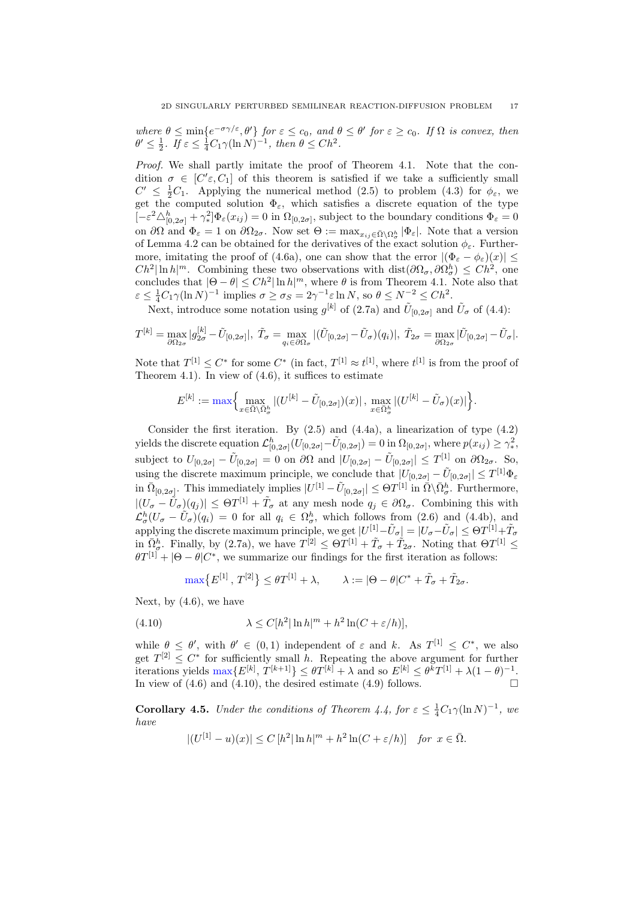*where $\theta \le \min\{e^{-\sigma\gamma/\varepsilon}, \theta'\}$ for $\varepsilon \le c_0$, and $\theta \le \theta'$ for $\varepsilon \ge c_0$. If $\Omega$ is convex, then $\theta' \le \frac{1}{2}$. If $\varepsilon \le \frac{1}{4}C_1\gamma(\ln N)^{-1}$, then $\theta \le Ch^2$.*

*Proof.* We shall partly imitate the proof of Theorem 4.1. Note that the condition $\sigma \in [C'\varepsilon, C_1]$ of this theorem is satisfied if we take a sufficiently small $C' \le \frac{1}{2}C_1$. Applying the numerical method (2.5) to problem (4.3) for $\phi_\varepsilon$, we get the computed solution $\Phi_\varepsilon$, which satisfies a discrete equation of the type $[-\varepsilon^2\triangle^h_{[0,2\sigma]} + \gamma_*^2]\Phi_\varepsilon(x_{ij}) = 0$ in $\Omega_{[0,2\sigma]}$, subject to the boundary conditions $\Phi_\varepsilon = 0$ on $\partial\Omega$ and $\Phi_\varepsilon = 1$ on $\partial\Omega_{2\sigma}$. Now set $\Theta := \max_{x_{ij}\in\bar\Omega\setminus\Omega^h_\sigma} |\Phi_\varepsilon|$. Note that a version of Lemma 4.2 can be obtained for the derivatives of the exact solution $\phi_\varepsilon$. Furthermore, imitating the proof of (4.6a), one can show that the error $|(\Phi_\varepsilon - \phi_\varepsilon)(x)| \le Ch^2|\ln h|^m$. Combining these two observations with $\mathrm{dist}(\partial\Omega_\sigma, \partial\Omega^h_\sigma) \le Ch^2$, one concludes that $|\Theta - \theta| \le Ch^2|\ln h|^m$, where $\theta$ is from Theorem 4.1. Note also that $\varepsilon \le \frac{1}{4}C_1\gamma(\ln N)^{-1}$ implies $\sigma \ge \sigma_S = 2\gamma^{-1}\varepsilon\ln N$, so $\theta \le N^{-2} \le Ch^2$.

Next, introduce some notation using $g^{[k]}$ of (2.7a) and $\tilde U_{[0,2\sigma]}$ and $\tilde U_\sigma$ of (4.4):

$$T^{[k]} = \max_{\partial\Omega_{2\sigma}} |g^{[k]}_{2\sigma} - \tilde U_{[0,2\sigma]}|,\ \ \tilde T_\sigma = \max_{q_i\in\partial\Omega_\sigma} |(\tilde U_{[0,2\sigma]} - \tilde U_\sigma)(q_i)|,\ \ \tilde T_{2\sigma} = \max_{\partial\Omega_{2\sigma}} |\tilde U_{[0,2\sigma]} - \tilde U_\sigma|.$$

Note that $T^{[1]} \le C^*$ for some $C^*$ (in fact, $T^{[1]} \approx t^{[1]}$, where $t^{[1]}$ is from the proof of Theorem 4.1). In view of (4.6), it suffices to estimate

$$E^{[k]} := \max\Big\{ \max_{x\in\bar\Omega\setminus\bar\Omega^h_\sigma} |(U^{[k]} - \tilde U_{[0,2\sigma]})(x)|\,,\ \max_{x\in\bar\Omega^h_\sigma} |(U^{[k]} - \tilde U_\sigma)(x)|\Big\}.$$

Consider the first iteration. By (2.5) and (4.4a), a linearization of type (4.2) yields the discrete equation $\mathcal{L}^h_{[0,2\sigma]}(U_{[0,2\sigma]} - \tilde U_{[0,2\sigma]}) = 0$ in $\Omega_{[0,2\sigma]}$, where $p(x_{ij}) \ge \gamma_*^2$, subject to $U_{[0,2\sigma]} - \tilde U_{[0,2\sigma]} = 0$ on $\partial\Omega$ and $|U_{[0,2\sigma]} - \tilde U_{[0,2\sigma]}| \le T^{[1]}$ on $\partial\Omega_{2\sigma}$. So, using the discrete maximum principle, we conclude that $|U_{[0,2\sigma]} - \tilde U_{[0,2\sigma]}| \le T^{[1]}\Phi_\varepsilon$ in $\bar\Omega_{[0,2\sigma]}$. This immediately implies $|U^{[1]} - \tilde U_{[0,2\sigma]}| \le \Theta T^{[1]}$ in $\bar\Omega\setminus\bar\Omega^h_\sigma$. Furthermore, $|(U_\sigma - \tilde U_\sigma)(q_j)| \le \Theta T^{[1]} + \tilde T_\sigma$ at any mesh node $q_j \in \partial\Omega_\sigma$. Combining this with $\mathcal{L}^h_\sigma(U_\sigma - \tilde U_\sigma)(q_i) = 0$ for all $q_i \in \Omega^h_\sigma$, which follows from (2.6) and (4.4b), and applying the discrete maximum principle, we get $|U^{[1]} - \tilde U_\sigma| = |U_\sigma - \tilde U_\sigma| \le \Theta T^{[1]} + \tilde T_\sigma$ in $\bar\Omega^h_\sigma$. Finally, by (2.7a), we have $T^{[2]} \le \Theta T^{[1]} + \tilde T_\sigma + \tilde T_{2\sigma}$. Noting that $\Theta T^{[1]} \le \theta T^{[1]} + |\Theta - \theta| C^*$, we summarize our findings for the first iteration as follows:

$$\max\{E^{[1]}\,,\, T^{[2]}\} \le \theta T^{[1]} + \lambda, \qquad \lambda := |\Theta - \theta|C^* + \tilde T_\sigma + \tilde T_{2\sigma}.$$

Next, by (4.6), we have

$$\lambda \le C[h^2|\ln h|^m + h^2\ln(C + \varepsilon/h)], \tag{4.10}$$

while $\theta \le \theta'$, with $\theta' \in (0, 1)$ independent of $\varepsilon$ and $k$. As $T^{[1]} \le C^*$, we also get $T^{[2]} \le C^*$ for sufficiently small $h$. Repeating the above argument for further iterations yields $\max\{E^{[k]}, T^{[k+1]}\} \le \theta T^{[k]} + \lambda$ and so $E^{[k]} \le \theta^k T^{[1]} + \lambda(1-\theta)^{-1}$. In view of (4.6) and (4.10), the desired estimate (4.9) follows. $\square$

**Corollary 4.5.** *Under the conditions of Theorem 4.4, for $\varepsilon \le \frac{1}{4}C_1\gamma(\ln N)^{-1}$, we have*

$$|(U^{[1]} - u)(x)| \le C\,[h^2|\ln h|^m + h^2\ln(C + \varepsilon/h)] \quad \textit{for } x \in \bar\Omega.$$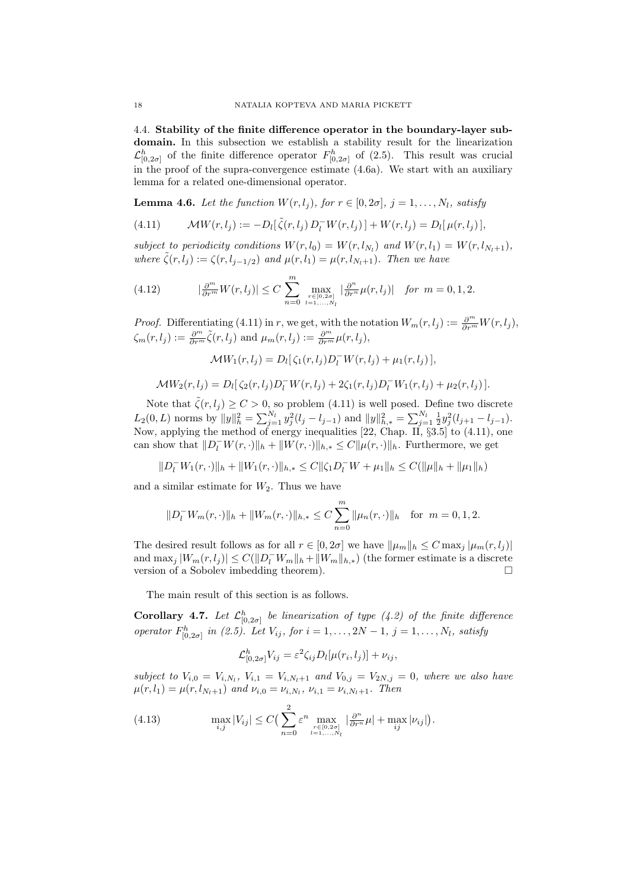4.4. **Stability of the finite difference operator in the boundary-layer subdomain.** In this subsection we establish a stability result for the linearization $\mathcal{L}^h_{[0,2\sigma]}$ of the finite difference operator $F^h_{[0,2\sigma]}$ of (2.5). This result was crucial in the proof of the supra-convergence estimate (4.6a). We start with an auxiliary lemma for a related one-dimensional operator.

**Lemma 4.6.** *Let the function $W(r,l_j)$, for $r \in [0,2\sigma]$, $j = 1,\dots,N_l$, satisfy*

$$\mathcal{M}W(r,l_j) := -D_l[\,\tilde\zeta(r,l_j)\,D_l^- W(r,l_j)\,] + W(r,l_j) = D_l[\,\mu(r,l_j)\,], \tag{4.11}$$

*subject to periodicity conditions $W(r,l_0) = W(r,l_{N_l})$ and $W(r,l_1) = W(r,l_{N_l+1})$, where $\tilde\zeta(r,l_j) := \zeta(r,l_{j-1/2})$ and $\mu(r,l_1) = \mu(r,l_{N_l+1})$. Then we have*

$$\big|\tfrac{\partial^m}{\partial r^m} W(r,l_j)\big| \le C \sum_{n=0}^{m} \max_{\substack{r\in[0,2\sigma]\\ l=1,\dots,N_l}} \big|\tfrac{\partial^n}{\partial r^n}\mu(r,l_j)\big| \quad \textit{for } m = 0,1,2. \tag{4.12}$$

*Proof.* Differentiating (4.11) in $r$, we get, with the notation $W_m(r,l_j) := \frac{\partial^m}{\partial r^m}W(r,l_j)$, $\zeta_m(r,l_j) := \frac{\partial^m}{\partial r^m}\tilde\zeta(r,l_j)$ and $\mu_m(r,l_j) := \frac{\partial^m}{\partial r^m}\mu(r,l_j)$,

$$\mathcal{M}W_1(r,l_j) = D_l[\,\zeta_1(r,l_j)D_l^- W(r,l_j) + \mu_1(r,l_j)\,],$$

$$\mathcal{M}W_2(r,l_j) = D_l[\,\zeta_2(r,l_j)D_l^- W(r,l_j) + 2\zeta_1(r,l_j)D_l^- W_1(r,l_j) + \mu_2(r,l_j)\,].$$

Note that $\tilde\zeta(r,l_j) \ge C > 0$, so problem (4.11) is well posed. Define two discrete $L_2(0,L)$ norms by $\|y\|_h^2 = \sum_{j=1}^{N_l} y_j^2(l_j - l_{j-1})$ and $\|y\|_{h,*}^2 = \sum_{j=1}^{N_l} \frac12 y_j^2(l_{j+1} - l_{j-1})$. Now, applying the method of energy inequalities [22, Chap. II, §3.5] to (4.11), one can show that $\|D_l^- W(r,\cdot)\|_h + \|W(r,\cdot)\|_{h,*} \le C\|\mu(r,\cdot)\|_h$. Furthermore, we get

$$\|D_l^- W_1(r,\cdot)\|_h + \|W_1(r,\cdot)\|_{h,*} \le C\|\zeta_1 D_l^- W + \mu_1\|_h \le C(\|\mu\|_h + \|\mu_1\|_h)$$

and a similar estimate for $W_2$. Thus we have

$$\|D_l^- W_m(r,\cdot)\|_h + \|W_m(r,\cdot)\|_{h,*} \le C\sum_{n=0}^{m}\|\mu_n(r,\cdot)\|_h \quad \text{for } m = 0,1,2.$$

The desired result follows as for all $r \in [0,2\sigma]$ we have $\|\mu_m\|_h \le C\max_j|\mu_m(r,l_j)|$ and $\max_j|W_m(r,l_j)| \le C(\|D_l^- W_m\|_h + \|W_m\|_{h,*})$ (the former estimate is a discrete version of a Sobolev imbedding theorem). $\square$

The main result of this section is as follows.

**Corollary 4.7.** *Let $\mathcal{L}^h_{[0,2\sigma]}$ be linearization of type (4.2) of the finite difference operator $F^h_{[0,2\sigma]}$ in (2.5). Let $V_{ij}$, for $i = 1,\dots,2N-1$, $j = 1,\dots,N_l$, satisfy*

$$\mathcal{L}^h_{[0,2\sigma]}V_{ij} = \varepsilon^2\zeta_{ij}D_l[\mu(r_i,l_j)] + \nu_{ij},$$

*subject to $V_{i,0} = V_{i,N_l}$, $V_{i,1} = V_{i,N_l+1}$ and $V_{0,j} = V_{2N,j} = 0$, where we also have $\mu(r,l_1) = \mu(r,l_{N_l+1})$ and $\nu_{i,0} = \nu_{i,N_l}$, $\nu_{i,1} = \nu_{i,N_l+1}$. Then*

$$\max_{i,j}|V_{ij}| \le C\big(\sum_{n=0}^{2}\varepsilon^n \max_{\substack{r\in[0,2\sigma]\\ l=1,\dots,N_l}}\big|\tfrac{\partial^n}{\partial r^n}\mu\big| + \max_{ij}|\nu_{ij}|\big). \tag{4.13}$$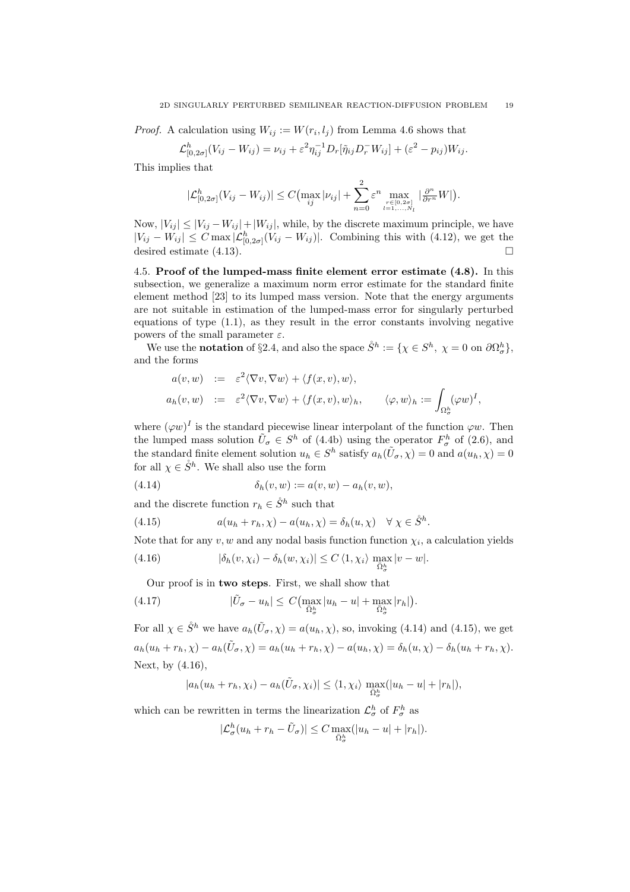*Proof.* A calculation using $W_{ij} := W(r_i, l_j)$ from Lemma 4.6 shows that

$$\mathcal{L}^h_{[0,2\sigma]}(V_{ij} - W_{ij}) = \nu_{ij} + \varepsilon^2 \eta_{ij}^{-1} D_r[\tilde{\eta}_{ij} D_r^- W_{ij}] + (\varepsilon^2 - p_{ij}) W_{ij}.$$

This implies that

$$|\mathcal{L}^h_{[0,2\sigma]}(V_{ij} - W_{ij})| \le C\big(\max_{ij} |\nu_{ij}| + \sum_{n=0}^{2} \varepsilon^n \max_{\substack{r\in[0,2\sigma]\\ l=1,\ldots,N_l}} |\tfrac{\partial^n}{\partial r^n} W|\big).$$

Now, $|V_{ij}| \le |V_{ij} - W_{ij}| + |W_{ij}|$, while, by the discrete maximum principle, we have $|V_{ij} - W_{ij}| \le C \max |\mathcal{L}^h_{[0,2\sigma]}(V_{ij} - W_{ij})|$. Combining this with (4.12), we get the desired estimate (4.13). $\square$

4.5. **Proof of the lumped-mass finite element error estimate (4.8).** In this subsection, we generalize a maximum norm error estimate for the standard finite element method [23] to its lumped mass version. Note that the energy arguments are not suitable in estimation of the lumped-mass error for singularly perturbed equations of type (1.1), as they result in the error constants involving negative powers of the small parameter $\varepsilon$.

We use the **notation** of §2.4, and also the space $\mathring{S}^h := \{\chi \in S^h,\ \chi = 0 \text{ on } \partial\Omega^h_\sigma\}$, and the forms

$$\begin{aligned} a(v,w) &:= \varepsilon^2 \langle \nabla v, \nabla w\rangle + \langle f(x,v), w\rangle, \\ a_h(v,w) &:= \varepsilon^2 \langle \nabla v, \nabla w\rangle + \langle f(x,v), w\rangle_h, \qquad \langle \varphi, w\rangle_h := \int_{\Omega^h_\sigma} (\varphi w)^I, \end{aligned}$$

where $(\varphi w)^I$ is the standard piecewise linear interpolant of the function $\varphi w$. Then the lumped mass solution $\tilde{U}_\sigma \in S^h$ of (4.4b) using the operator $F^h_\sigma$ of (2.6), and the standard finite element solution $u_h \in S^h$ satisfy $a_h(\tilde{U}_\sigma, \chi) = 0$ and $a(u_h, \chi) = 0$ for all $\chi \in \mathring{S}^h$. We shall also use the form

$$\delta_h(v,w) := a(v,w) - a_h(v,w), \tag{4.14}$$

and the discrete function $r_h \in \mathring{S}^h$ such that

$$a(u_h + r_h, \chi) - a(u_h, \chi) = \delta_h(u, \chi) \quad \forall\, \chi \in \mathring{S}^h. \tag{4.15}$$

Note that for any $v, w$ and any nodal basis function function $\chi_i$, a calculation yields

$$|\delta_h(v, \chi_i) - \delta_h(w, \chi_i)| \le C\, \langle 1, \chi_i\rangle \max_{\Omega^h_\sigma} |v - w|. \tag{4.16}$$

Our proof is in **two steps**. First, we shall show that

$$|\tilde{U}_\sigma - u_h| \le C\big(\max_{\bar{\Omega}^h_\sigma} |u_h - u| + \max_{\Omega^h_\sigma} |r_h|\big). \tag{4.17}$$

For all $\chi \in \mathring{S}^h$ we have $a_h(\tilde{U}_\sigma, \chi) = a(u_h, \chi)$, so, invoking (4.14) and (4.15), we get

$$a_h(u_h + r_h, \chi) - a_h(\tilde{U}_\sigma, \chi) = a_h(u_h + r_h, \chi) - a(u_h, \chi) = \delta_h(u, \chi) - \delta_h(u_h + r_h, \chi).$$

Next, by (4.16),

$$|a_h(u_h + r_h, \chi_i) - a_h(\tilde{U}_\sigma, \chi_i)| \le \langle 1, \chi_i\rangle \max_{\Omega^h_\sigma} (|u_h - u| + |r_h|),$$

which can be rewritten in terms the linearization $\mathcal{L}^h_\sigma$ of $F^h_\sigma$ as

$$|\mathcal{L}^h_\sigma(u_h + r_h - \tilde{U}_\sigma)| \le C \max_{\bar{\Omega}^h_\sigma} (|u_h - u| + |r_h|).$$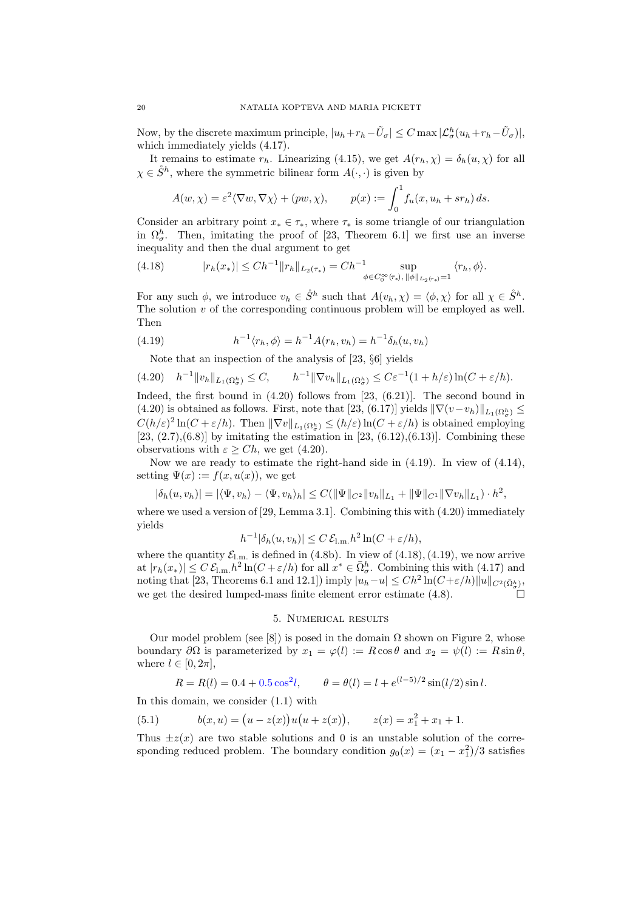Now, by the discrete maximum principle, $|u_h + r_h - \tilde{U}_\sigma| \le C \max |\mathcal{L}^h_\sigma(u_h + r_h - \tilde{U}_\sigma)|$, which immediately yields (4.17).

It remains to estimate $r_h$. Linearizing (4.15), we get $A(r_h, \chi) = \delta_h(u, \chi)$ for all $\chi \in \mathring{S}^h$, where the symmetric bilinear form $A(\cdot,\cdot)$ is given by

$$A(w,\chi) = \varepsilon^2 \langle \nabla w, \nabla \chi\rangle + (pw, \chi), \qquad p(x) := \int_0^1 f_u(x, u_h + s r_h)\, ds.$$

Consider an arbitrary point $x_* \in \tau_*$, where $\tau_*$ is some triangle of our triangulation in $\Omega^h_\sigma$. Then, imitating the proof of [23, Theorem 6.1] we first use an inverse inequality and then the dual argument to get

$$|r_h(x_*)| \le C h^{-1} \|r_h\|_{L_2(\tau_*)} = C h^{-1} \sup_{\phi \in C_0^\infty(\tau_*),\, \|\phi\|_{L_2(\tau_*)}=1} \langle r_h, \phi\rangle. \tag{4.18}$$

For any such $\phi$, we introduce $v_h \in \mathring{S}^h$ such that $A(v_h, \chi) = \langle \phi, \chi \rangle$ for all $\chi \in \mathring{S}^h$. The solution $v$ of the corresponding continuous problem will be employed as well. Then

$$h^{-1}\langle r_h, \phi\rangle = h^{-1} A(r_h, v_h) = h^{-1}\delta_h(u, v_h) \tag{4.19}$$

Note that an inspection of the analysis of [23, §6] yields

$$h^{-1}\|v_h\|_{L_1(\Omega^h_\sigma)} \le C, \qquad h^{-1}\|\nabla v_h\|_{L_1(\Omega^h_\sigma)} \le C\varepsilon^{-1}(1 + h/\varepsilon)\ln(C + \varepsilon/h). \tag{4.20}$$

Indeed, the first bound in (4.20) follows from [23, (6.21)]. The second bound in (4.20) is obtained as follows. First, note that [23, (6.17)] yields $\|\nabla(v - v_h)\|_{L_1(\Omega^h_\sigma)} \le C(h/\varepsilon)^2 \ln(C + \varepsilon/h)$. Then $\|\nabla v\|_{L_1(\Omega^h_\sigma)} \le (h/\varepsilon)\ln(C + \varepsilon/h)$ is obtained employing [23, (2.7),(6.8)] by imitating the estimation in [23, (6.12),(6.13)]. Combining these observations with $\varepsilon \ge Ch$, we get (4.20).

Now we are ready to estimate the right-hand side in (4.19). In view of (4.14), setting $\Psi(x) := f(x, u(x))$, we get

$$|\delta_h(u, v_h)| = |\langle \Psi, v_h\rangle - \langle \Psi, v_h\rangle_h| \le C(\|\Psi\|_{C^2}\|v_h\|_{L_1} + \|\Psi\|_{C^1}\|\nabla v_h\|_{L_1}) \cdot h^2,$$

where we used a version of [29, Lemma 3.1]. Combining this with (4.20) immediately yields

$$h^{-1}|\delta_h(u, v_h)| \le C\, \mathcal{E}_{\rm l.m.}\, h^2 \ln(C + \varepsilon/h),$$

where the quantity $\mathcal{E}_{\rm l.m.}$ is defined in (4.8b). In view of (4.18), (4.19), we now arrive at $|r_h(x_*)| \le C\,\mathcal{E}_{\rm l.m.}\, h^2 \ln(C + \varepsilon/h)$ for all $x^* \in \bar{\Omega}^h_\sigma$. Combining this with (4.17) and noting that [23, Theorems 6.1 and 12.1]) imply $|u_h - u| \le C h^2 \ln(C + \varepsilon/h)\|u\|_{C^2(\bar{\Omega}^h_\sigma)}$, we get the desired lumped-mass finite element error estimate (4.8). □

## 5. Numerical results

Our model problem (see [8]) is posed in the domain $\Omega$ shown on Figure 2, whose boundary $\partial\Omega$ is parameterized by $x_1 = \varphi(l) := R\cos\theta$ and $x_2 = \psi(l) := R\sin\theta$, where $l \in [0, 2\pi]$,

$$R = R(l) = 0.4 + 0.5\cos^2 l, \qquad \theta = \theta(l) = l + e^{(l-5)/2}\sin(l/2)\sin l.$$

In this domain, we consider (1.1) with

$$b(x, u) = \big(u - z(x)\big)u\big(u + z(x)\big), \qquad z(x) = x_1^2 + x_1 + 1. \tag{5.1}$$

Thus $\pm z(x)$ are two stable solutions and $0$ is an unstable solution of the corresponding reduced problem. The boundary condition $g_0(x) = (x_1 - x_1^2)/3$ satisfies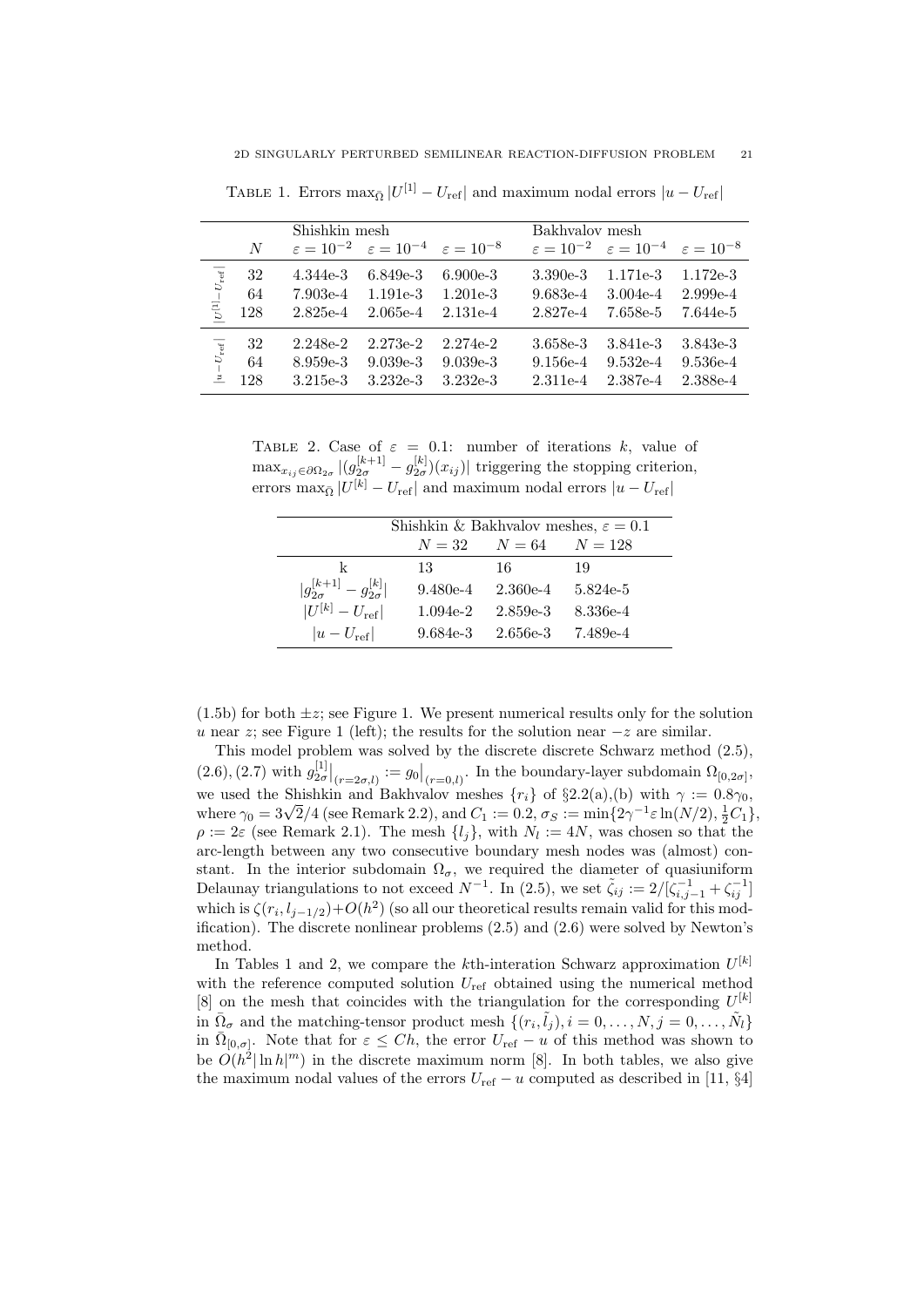Table 1. Errors $\max_{\bar\Omega} |U^{[1]} - U_{\rm ref}|$ and maximum nodal errors $|u - U_{\rm ref}|$

| | $N$ | Shishkin mesh $\varepsilon = 10^{-2}$ | $\varepsilon = 10^{-4}$ | $\varepsilon = 10^{-8}$ | Bakhvalov mesh $\varepsilon = 10^{-2}$ | $\varepsilon = 10^{-4}$ | $\varepsilon = 10^{-8}$ |
|---|---|---|---|---|---|---|---|
| $\lvert U^{[1]} - U_{\rm ref}\rvert$ | 32 | 4.344e-3 | 6.849e-3 | 6.900e-3 | 3.390e-3 | 1.171e-3 | 1.172e-3 |
| | 64 | 7.903e-4 | 1.191e-3 | 1.201e-3 | 9.683e-4 | 3.004e-4 | 2.999e-4 |
| | 128 | 2.825e-4 | 2.065e-4 | 2.131e-4 | 2.827e-4 | 7.658e-5 | 7.644e-5 |
| $\lvert u - U_{\rm ref}\rvert$ | 32 | 2.248e-2 | 2.273e-2 | 2.274e-2 | 3.658e-3 | 3.841e-3 | 3.843e-3 |
| | 64 | 8.959e-3 | 9.039e-3 | 9.039e-3 | 9.156e-4 | 9.532e-4 | 9.536e-4 |
| | 128 | 3.215e-3 | 3.232e-3 | 3.232e-3 | 2.311e-4 | 2.387e-4 | 2.388e-4 |

Table 2. Case of $\varepsilon = 0.1$: number of iterations $k$, value of $\max_{x_{ij}\in\partial\Omega_{2\sigma}} |(g_{2\sigma}^{[k+1]} - g_{2\sigma}^{[k]})(x_{ij})|$ triggering the stopping criterion, errors $\max_{\bar\Omega} |U^{[k]} - U_{\rm ref}|$ and maximum nodal errors $|u - U_{\rm ref}|$

| | Shishkin & Bakhvalov meshes, $\varepsilon = 0.1$ $N = 32$ | $N = 64$ | $N = 128$ |
|---|---|---|---|
| k | 13 | 16 | 19 |
| $\lvert g_{2\sigma}^{[k+1]} - g_{2\sigma}^{[k]}\rvert$ | 9.480e-4 | 2.360e-4 | 5.824e-5 |
| $\lvert U^{[k]} - U_{\rm ref}\rvert$ | 1.094e-2 | 2.859e-3 | 8.336e-4 |
| $\lvert u - U_{\rm ref}\rvert$ | 9.684e-3 | 2.656e-3 | 7.489e-4 |

(1.5b) for both $\pm z$; see Figure 1. We present numerical results only for the solution $u$ near $z$; see Figure 1 (left); the results for the solution near $-z$ are similar.

This model problem was solved by the discrete discrete Schwarz method (2.5), (2.6), (2.7) with $g_{2\sigma}^{[1]}\big|_{(r=2\sigma,l)} := g_0\big|_{(r=0,l)}$. In the boundary-layer subdomain $\Omega_{[0,2\sigma]}$, we used the Shishkin and Bakhvalov meshes $\{r_i\}$ of §2.2(a),(b) with $\gamma := 0.8\gamma_0$, where $\gamma_0 = 3\sqrt{2}/4$ (see Remark 2.2), and $C_1 := 0.2$, $\sigma_S := \min\{2\gamma^{-1}\varepsilon \ln(N/2), \frac{1}{2}C_1\}$, $\rho := 2\varepsilon$ (see Remark 2.1). The mesh $\{l_j\}$, with $N_l := 4N$, was chosen so that the arc-length between any two consecutive boundary mesh nodes was (almost) constant. In the interior subdomain $\Omega_\sigma$, we required the diameter of quasiuniform Delaunay triangulations to not exceed $N^{-1}$. In (2.5), we set $\tilde\zeta_{ij} := 2/[\zeta_{i,j-1}^{-1} + \zeta_{ij}^{-1}]$ which is $\zeta(r_i, l_{j-1/2}) + O(h^2)$ (so all our theoretical results remain valid for this modification). The discrete nonlinear problems (2.5) and (2.6) were solved by Newton's method.

In Tables 1 and 2, we compare the $k$th-interation Schwarz approximation $U^{[k]}$ with the reference computed solution $U_{\rm ref}$ obtained using the numerical method [8] on the mesh that coincides with the triangulation for the corresponding $U^{[k]}$ in $\bar\Omega_\sigma$ and the matching-tensor product mesh $\{(r_i, \tilde l_j), i = 0, \ldots, N, j = 0, \ldots, \tilde N_l\}$ in $\bar\Omega_{[0,\sigma]}$. Note that for $\varepsilon \le Ch$, the error $U_{\rm ref} - u$ of this method was shown to be $O(h^2 |\ln h|^m)$ in the discrete maximum norm [8]. In both tables, we also give the maximum nodal values of the errors $U_{\rm ref} - u$ computed as described in [11, §4]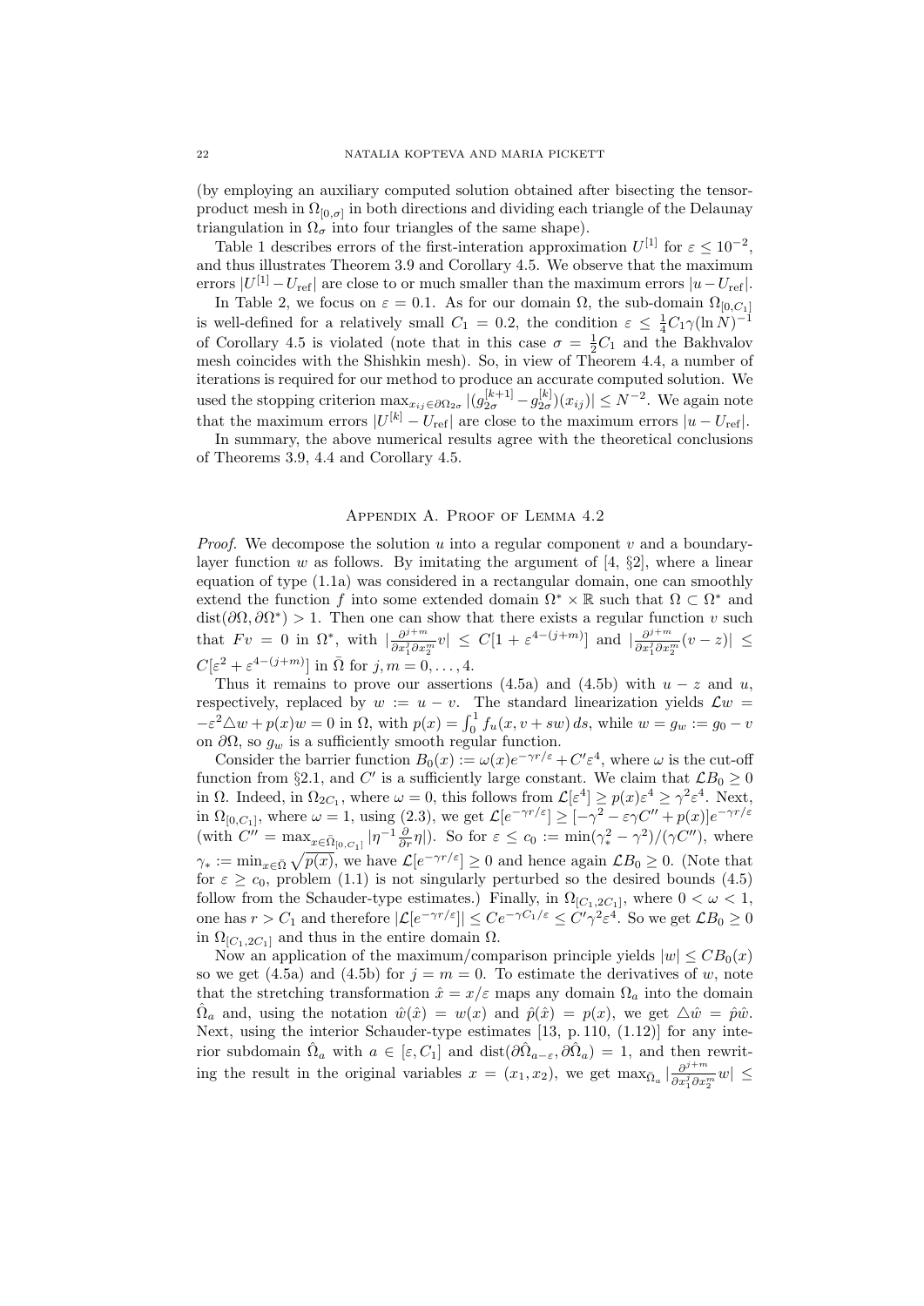(by employing an auxiliary computed solution obtained after bisecting the tensor-product mesh in $\Omega_{[0,\sigma]}$ in both directions and dividing each triangle of the Delaunay triangulation in $\Omega_\sigma$ into four triangles of the same shape).

Table 1 describes errors of the first-interation approximation $U^{[1]}$ for $\varepsilon \le 10^{-2}$, and thus illustrates Theorem 3.9 and Corollary 4.5. We observe that the maximum errors $|U^{[1]} - U_{\rm ref}|$ are close to or much smaller than the maximum errors $|u - U_{\rm ref}|$.

In Table 2, we focus on $\varepsilon = 0.1$. As for our domain $\Omega$, the sub-domain $\Omega_{[0,C_1]}$ is well-defined for a relatively small $C_1 = 0.2$, the condition $\varepsilon \le \frac{1}{4}C_1\gamma(\ln N)^{-1}$ of Corollary 4.5 is violated (note that in this case $\sigma = \frac{1}{2}C_1$ and the Bakhvalov mesh coincides with the Shishkin mesh). So, in view of Theorem 4.4, a number of iterations is required for our method to produce an accurate computed solution. We used the stopping criterion $\max_{x_{ij}\in\partial\Omega_{2\sigma}} |(g_{2\sigma}^{[k+1]} - g_{2\sigma}^{[k]})(x_{ij})| \le N^{-2}$. We again note that the maximum errors $|U^{[k]} - U_{\rm ref}|$ are close to the maximum errors $|u - U_{\rm ref}|$.

In summary, the above numerical results agree with the theoretical conclusions of Theorems 3.9, 4.4 and Corollary 4.5.

## Appendix A. Proof of Lemma 4.2

*Proof.* We decompose the solution $u$ into a regular component $v$ and a boundary-layer function $w$ as follows. By imitating the argument of [4, §2], where a linear equation of type (1.1a) was considered in a rectangular domain, one can smoothly extend the function $f$ into some extended domain $\Omega^* \times \mathbb{R}$ such that $\Omega \subset \Omega^*$ and $\text{dist}(\partial\Omega, \partial\Omega^*) > 1$. Then one can show that there exists a regular function $v$ such that $Fv = 0$ in $\Omega^*$, with $|\frac{\partial^{j+m}}{\partial x_1^j \partial x_2^m} v| \le C[1 + \varepsilon^{4-(j+m)}]$ and $|\frac{\partial^{j+m}}{\partial x_1^j \partial x_2^m}(v - z)| \le C[\varepsilon^2 + \varepsilon^{4-(j+m)}]$ in $\bar\Omega$ for $j, m = 0, \ldots, 4$.

Thus it remains to prove our assertions (4.5a) and (4.5b) with $u - z$ and $u$, respectively, replaced by $w := u - v$. The standard linearization yields $\mathcal{L}w = -\varepsilon^2 \triangle w + p(x)w = 0$ in $\Omega$, with $p(x) = \int_0^1 f_u(x, v + sw)\, ds$, while $w = g_w := g_0 - v$ on $\partial\Omega$, so $g_w$ is a sufficiently smooth regular function.

Consider the barrier function $B_0(x) := \omega(x)e^{-\gamma r/\varepsilon} + C'\varepsilon^4$, where $\omega$ is the cut-off function from §2.1, and $C'$ is a sufficiently large constant. We claim that $\mathcal{L}B_0 \ge 0$ in $\Omega$. Indeed, in $\Omega_{2C_1}$, where $\omega = 0$, this follows from $\mathcal{L}[\varepsilon^4] \ge p(x)\varepsilon^4 \ge \gamma^2\varepsilon^4$. Next, in $\Omega_{[0,C_1]}$, where $\omega = 1$, using (2.3), we get $\mathcal{L}[e^{-\gamma r/\varepsilon}] \ge [-\gamma^2 - \varepsilon\gamma C'' + p(x)]e^{-\gamma r/\varepsilon}$ (with $C'' = \max_{x\in\bar\Omega_{[0,C_1]}} |\eta^{-1}\frac{\partial}{\partial r}\eta|$). So for $\varepsilon \le c_0 := \min(\gamma_*^2 - \gamma^2)/(\gamma C'')$, where $\gamma_* := \min_{x\in\bar\Omega} \sqrt{p(x)}$, we have $\mathcal{L}[e^{-\gamma r/\varepsilon}] \ge 0$ and hence again $\mathcal{L}B_0 \ge 0$. (Note that for $\varepsilon \ge c_0$, problem (1.1) is not singularly perturbed so the desired bounds (4.5) follow from the Schauder-type estimates.) Finally, in $\Omega_{[C_1,2C_1]}$, where $0 < \omega < 1$, one has $r > C_1$ and therefore $|\mathcal{L}[e^{-\gamma r/\varepsilon}]| \le Ce^{-\gamma C_1/\varepsilon} \le C'\gamma^2\varepsilon^4$. So we get $\mathcal{L}B_0 \ge 0$ in $\Omega_{[C_1,2C_1]}$ and thus in the entire domain $\Omega$.

Now an application of the maximum/comparison principle yields $|w| \le CB_0(x)$ so we get (4.5a) and (4.5b) for $j = m = 0$. To estimate the derivatives of $w$, note that the stretching transformation $\hat{x} = x/\varepsilon$ maps any domain $\Omega_a$ into the domain $\hat\Omega_a$ and, using the notation $\hat{w}(\hat{x}) = w(x)$ and $\hat{p}(\hat{x}) = p(x)$, we get $\triangle\hat{w} = \hat{p}\hat{w}$. Next, using the interior Schauder-type estimates [13, p. 110, (1.12)] for any interior subdomain $\hat\Omega_a$ with $a \in [\varepsilon, C_1]$ and $\text{dist}(\partial\hat\Omega_{a-\varepsilon}, \partial\hat\Omega_a) = 1$, and then rewriting the result in the original variables $x = (x_1, x_2)$, we get $\max_{\bar\Omega_a} |\frac{\partial^{j+m}}{\partial x_1^j \partial x_2^m} w| \le$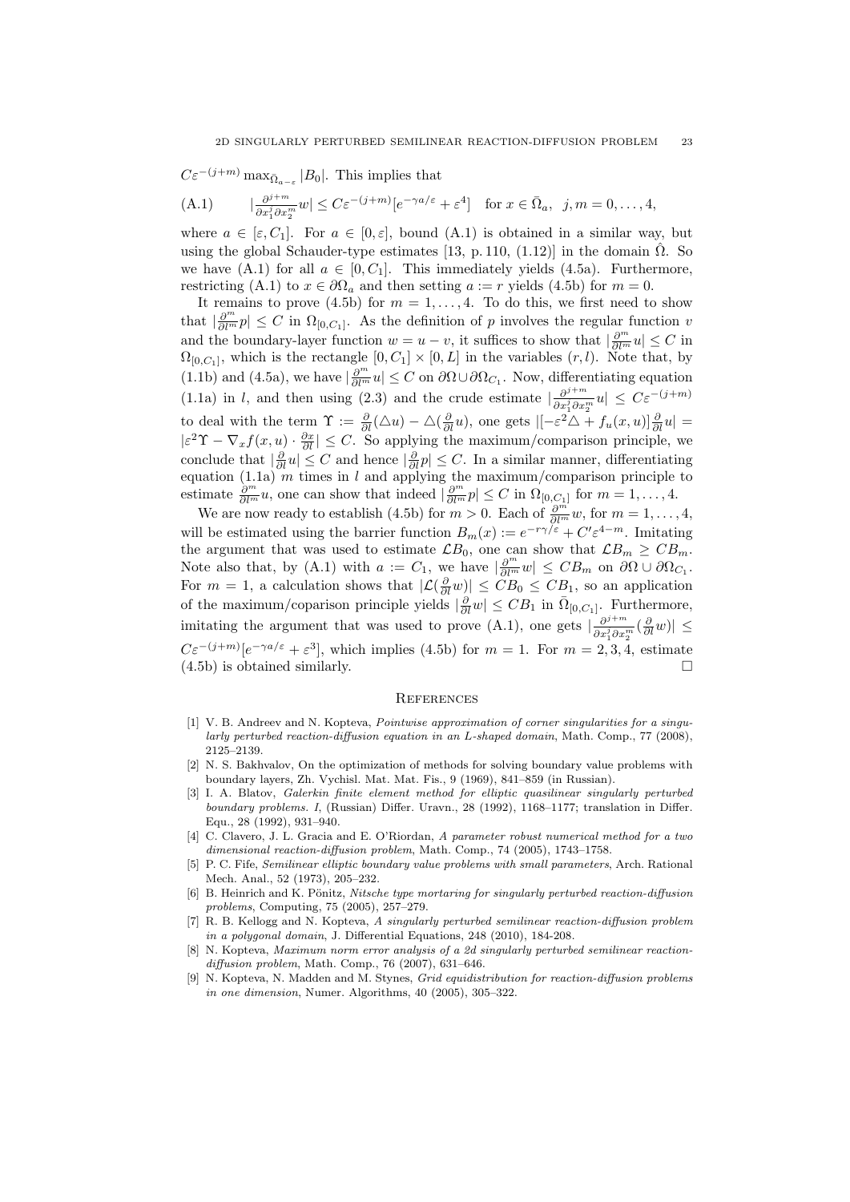$C\varepsilon^{-(j+m)} \max_{\bar{\Omega}_{a-\varepsilon}} |B_0|$. This implies that

$$
\text{(A.1)} \qquad |\tfrac{\partial^{j+m}}{\partial x_1^j \partial x_2^m} w| \le C\varepsilon^{-(j+m)}[e^{-\gamma a/\varepsilon} + \varepsilon^4] \quad \text{for } x \in \bar{\Omega}_a, \;\; j,m = 0,\ldots,4,
$$

where $a \in [\varepsilon, C_1]$. For $a \in [0, \varepsilon]$, bound (A.1) is obtained in a similar way, but using the global Schauder-type estimates [13, p. 110, (1.12)] in the domain $\hat{\Omega}$. So we have (A.1) for all $a \in [0, C_1]$. This immediately yields (4.5a). Furthermore, restricting (A.1) to $x \in \partial\Omega_a$ and then setting $a := r$ yields (4.5b) for $m = 0$.

It remains to prove (4.5b) for $m = 1, \ldots, 4$. To do this, we first need to show that $|\frac{\partial^m}{\partial l^m} p| \le C$ in $\Omega_{[0,C_1]}$. As the definition of $p$ involves the regular function $v$ and the boundary-layer function $w = u - v$, it suffices to show that $|\frac{\partial^m}{\partial l^m} u| \le C$ in $\Omega_{[0,C_1]}$, which is the rectangle $[0, C_1] \times [0, L]$ in the variables $(r, l)$. Note that, by (1.1b) and (4.5a), we have $|\frac{\partial^m}{\partial l^m} u| \le C$ on $\partial\Omega \cup \partial\Omega_{C_1}$. Now, differentiating equation (1.1a) in $l$, and then using (2.3) and the crude estimate $|\frac{\partial^{j+m}}{\partial x_1^j \partial x_2^m} u| \le C\varepsilon^{-(j+m)}$ to deal with the term $\Upsilon := \frac{\partial}{\partial l}(\triangle u) - \triangle(\frac{\partial}{\partial l} u)$, one gets $|[-\varepsilon^2 \triangle + f_u(x,u)] \frac{\partial}{\partial l} u| = |\varepsilon^2 \Upsilon - \nabla_x f(x,u) \cdot \frac{\partial x}{\partial l}| \le C$. So applying the maximum/comparison principle, we conclude that $|\frac{\partial}{\partial l} u| \le C$ and hence $|\frac{\partial}{\partial l} p| \le C$. In a similar manner, differentiating equation (1.1a) $m$ times in $l$ and applying the maximum/comparison principle to estimate $\frac{\partial^m}{\partial l^m} u$, one can show that indeed $|\frac{\partial^m}{\partial l^m} p| \le C$ in $\Omega_{[0,C_1]}$ for $m = 1, \ldots, 4$.

We are now ready to establish (4.5b) for $m > 0$. Each of $\frac{\partial^m}{\partial l^m} w$, for $m = 1, \ldots, 4$, will be estimated using the barrier function $B_m(x) := e^{-r\gamma/\varepsilon} + C'\varepsilon^{4-m}$. Imitating the argument that was used to estimate $\mathcal{L}B_0$, one can show that $\mathcal{L}B_m \ge CB_m$. Note also that, by (A.1) with $a := C_1$, we have $|\frac{\partial^m}{\partial l^m} w| \le CB_m$ on $\partial\Omega \cup \partial\Omega_{C_1}$. For $m = 1$, a calculation shows that $|\mathcal{L}(\frac{\partial}{\partial l} w)| \le CB_0 \le CB_1$, so an application of the maximum/coparison principle yields $|\frac{\partial}{\partial l} w| \le CB_1$ in $\bar{\Omega}_{[0,C_1]}$. Furthermore, imitating the argument that was used to prove (A.1), one gets $|\frac{\partial^{j+m}}{\partial x_1^j \partial x_2^m}(\frac{\partial}{\partial l} w)| \le C\varepsilon^{-(j+m)}[e^{-\gamma a/\varepsilon} + \varepsilon^3]$, which implies (4.5b) for $m = 1$. For $m = 2, 3, 4$, estimate (4.5b) is obtained similarly. $\square$

## References

[1] V. B. Andreev and N. Kopteva, *Pointwise approximation of corner singularities for a singularly perturbed reaction-diffusion equation in an L-shaped domain*, Math. Comp., 77 (2008), 2125–2139.

[2] N. S. Bakhvalov, On the optimization of methods for solving boundary value problems with boundary layers, Zh. Vychisl. Mat. Mat. Fis., 9 (1969), 841–859 (in Russian).

[3] I. A. Blatov, *Galerkin finite element method for elliptic quasilinear singularly perturbed boundary problems. I*, (Russian) Differ. Uravn., 28 (1992), 1168–1177; translation in Differ. Equ., 28 (1992), 931–940.

[4] C. Clavero, J. L. Gracia and E. O'Riordan, *A parameter robust numerical method for a two dimensional reaction-diffusion problem*, Math. Comp., 74 (2005), 1743–1758.

[5] P. C. Fife, *Semilinear elliptic boundary value problems with small parameters*, Arch. Rational Mech. Anal., 52 (1973), 205–232.

[6] B. Heinrich and K. Pönitz, *Nitsche type mortaring for singularly perturbed reaction-diffusion problems*, Computing, 75 (2005), 257–279.

[7] R. B. Kellogg and N. Kopteva, *A singularly perturbed semilinear reaction-diffusion problem in a polygonal domain*, J. Differential Equations, 248 (2010), 184-208.

[8] N. Kopteva, *Maximum norm error analysis of a 2d singularly perturbed semilinear reaction-diffusion problem*, Math. Comp., 76 (2007), 631–646.

[9] N. Kopteva, N. Madden and M. Stynes, *Grid equidistribution for reaction-diffusion problems in one dimension*, Numer. Algorithms, 40 (2005), 305–322.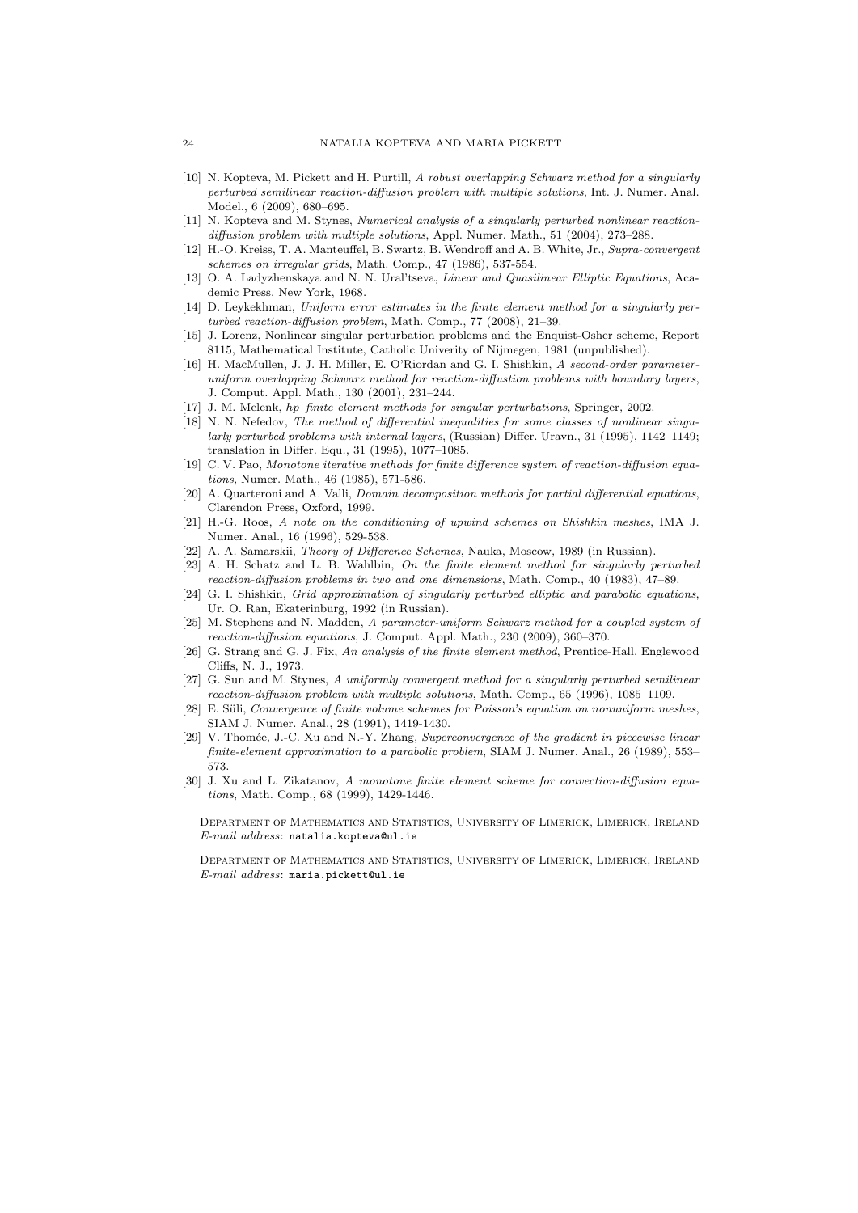[10] N. Kopteva, M. Pickett and H. Purtill, *A robust overlapping Schwarz method for a singularly perturbed semilinear reaction-diffusion problem with multiple solutions*, Int. J. Numer. Anal. Model., 6 (2009), 680–695.

[11] N. Kopteva and M. Stynes, *Numerical analysis of a singularly perturbed nonlinear reaction-diffusion problem with multiple solutions*, Appl. Numer. Math., 51 (2004), 273–288.

[12] H.-O. Kreiss, T. A. Manteuffel, B. Swartz, B. Wendroff and A. B. White, Jr., *Supra-convergent schemes on irregular grids*, Math. Comp., 47 (1986), 537-554.

[13] O. A. Ladyzhenskaya and N. N. Ural'tseva, *Linear and Quasilinear Elliptic Equations*, Academic Press, New York, 1968.

[14] D. Leykekhman, *Uniform error estimates in the finite element method for a singularly perturbed reaction-diffusion problem*, Math. Comp., 77 (2008), 21–39.

[15] J. Lorenz, Nonlinear singular perturbation problems and the Enquist-Osher scheme, Report 8115, Mathematical Institute, Catholic Univerity of Nijmegen, 1981 (unpublished).

[16] H. MacMullen, J. J. H. Miller, E. O'Riordan and G. I. Shishkin, *A second-order parameter-uniform overlapping Schwarz method for reaction-diffustion problems with boundary layers*, J. Comput. Appl. Math., 130 (2001), 231–244.

[17] J. M. Melenk, *hp–finite element methods for singular perturbations*, Springer, 2002.

[18] N. N. Nefedov, *The method of differential inequalities for some classes of nonlinear singularly perturbed problems with internal layers*, (Russian) Differ. Uravn., 31 (1995), 1142–1149; translation in Differ. Equ., 31 (1995), 1077–1085.

[19] C. V. Pao, *Monotone iterative methods for finite difference system of reaction-diffusion equations*, Numer. Math., 46 (1985), 571-586.

[20] A. Quarteroni and A. Valli, *Domain decomposition methods for partial differential equations*, Clarendon Press, Oxford, 1999.

[21] H.-G. Roos, *A note on the conditioning of upwind schemes on Shishkin meshes*, IMA J. Numer. Anal., 16 (1996), 529-538.

[22] A. A. Samarskii, *Theory of Difference Schemes*, Nauka, Moscow, 1989 (in Russian).

[23] A. H. Schatz and L. B. Wahlbin, *On the finite element method for singularly perturbed reaction-diffusion problems in two and one dimensions*, Math. Comp., 40 (1983), 47–89.

[24] G. I. Shishkin, *Grid approximation of singularly perturbed elliptic and parabolic equations*, Ur. O. Ran, Ekaterinburg, 1992 (in Russian).

[25] M. Stephens and N. Madden, *A parameter-uniform Schwarz method for a coupled system of reaction-diffusion equations*, J. Comput. Appl. Math., 230 (2009), 360–370.

[26] G. Strang and G. J. Fix, *An analysis of the finite element method*, Prentice-Hall, Englewood Cliffs, N. J., 1973.

[27] G. Sun and M. Stynes, *A uniformly convergent method for a singularly perturbed semilinear reaction-diffusion problem with multiple solutions*, Math. Comp., 65 (1996), 1085–1109.

[28] E. Süli, *Convergence of finite volume schemes for Poisson's equation on nonuniform meshes*, SIAM J. Numer. Anal., 28 (1991), 1419-1430.

[29] V. Thomée, J.-C. Xu and N.-Y. Zhang, *Superconvergence of the gradient in piecewise linear finite-element approximation to a parabolic problem*, SIAM J. Numer. Anal., 26 (1989), 553–573.

[30] J. Xu and L. Zikatanov, *A monotone finite element scheme for convection-diffusion equations*, Math. Comp., 68 (1999), 1429-1446.

Department of Mathematics and Statistics, University of Limerick, Limerick, Ireland
*E-mail address*: natalia.kopteva@ul.ie

Department of Mathematics and Statistics, University of Limerick, Limerick, Ireland
*E-mail address*: maria.pickett@ul.ie